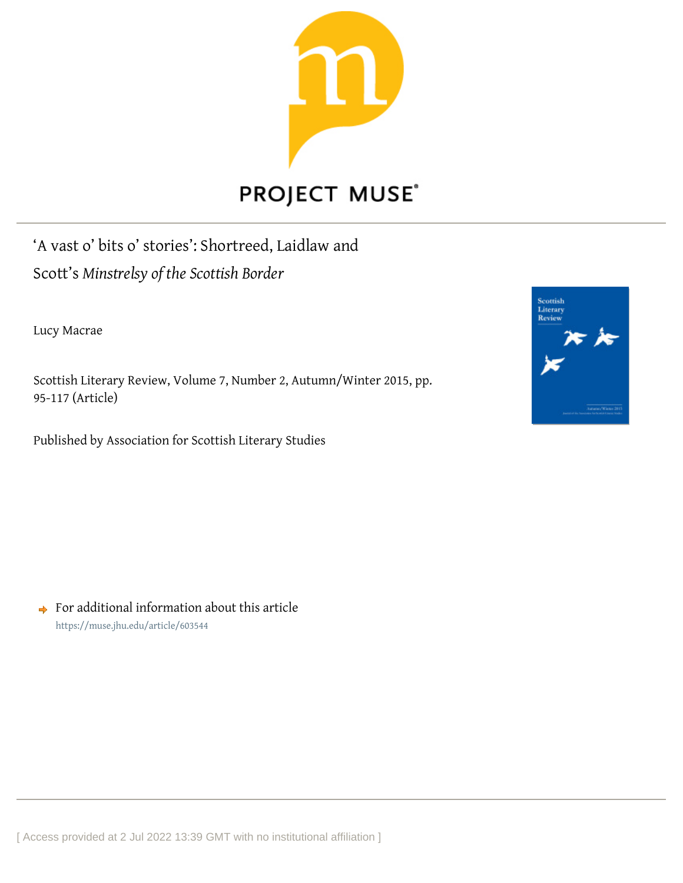# ‘A vast o’ bits o’ stories’: Shortreed, Laidlaw and Scott’s *Minstrelsy of the Scottish Border*

Lucy Macrae

Scottish Literary Review, Volume 7, Number 2, Autumn/Winter 2015, pp. 95-117 (Article)

Published by Association for Scottish Literary Studies

For additional information about this article
https://muse.jhu.edu/article/603544

[ Access provided at 2 Jul 2022 13:39 GMT with no institutional affiliation ]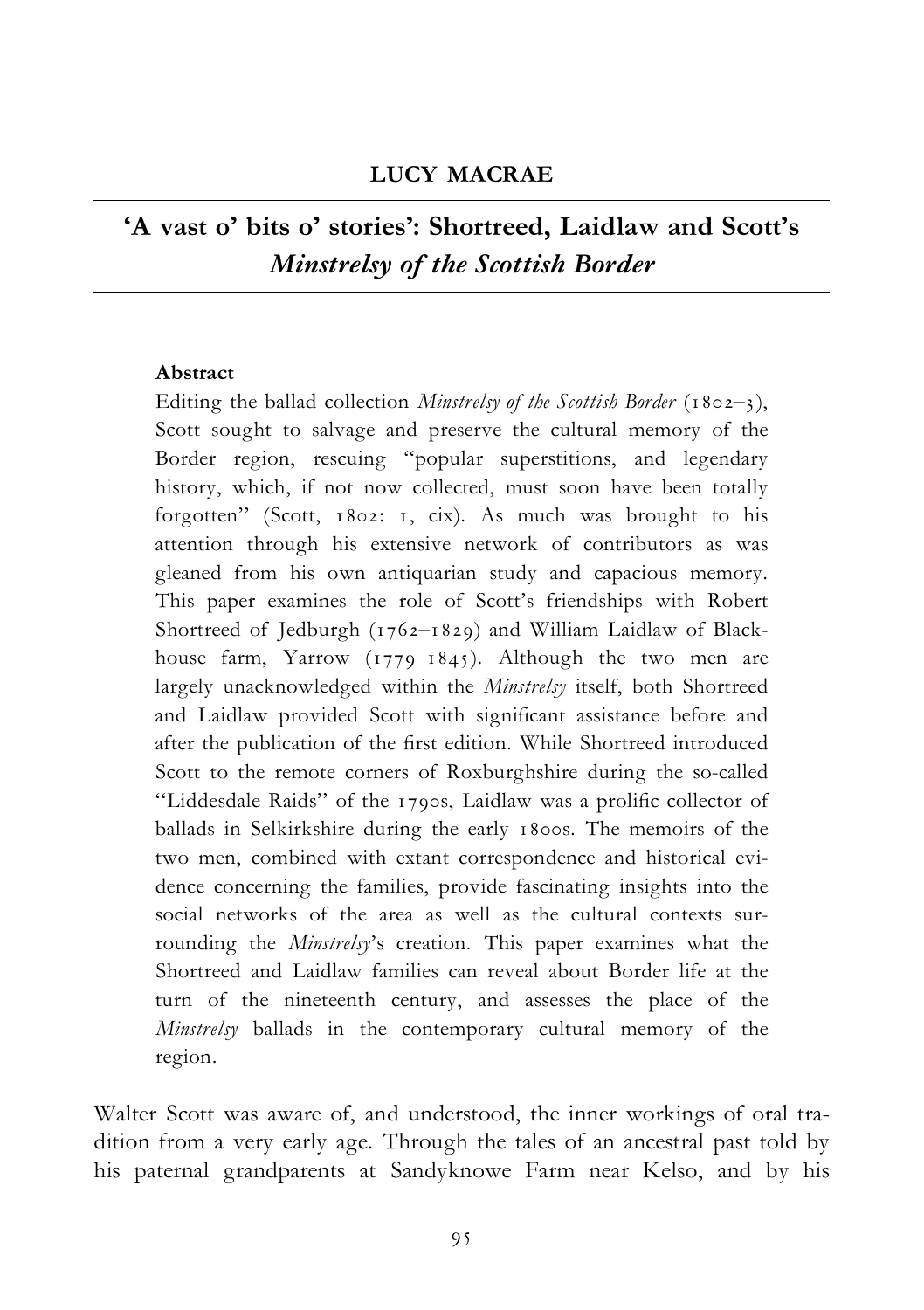**LUCY MACRAE**

# 'A vast o' bits o' stories': Shortreed, Laidlaw and Scott's *Minstrelsy of the Scottish Border*

**Abstract**

Editing the ballad collection *Minstrelsy of the Scottish Border* (1802–3), Scott sought to salvage and preserve the cultural memory of the Border region, rescuing "popular superstitions, and legendary history, which, if not now collected, must soon have been totally forgotten" (Scott, 1802: 1, cix). As much was brought to his attention through his extensive network of contributors as was gleaned from his own antiquarian study and capacious memory. This paper examines the role of Scott's friendships with Robert Shortreed of Jedburgh (1762–1829) and William Laidlaw of Blackhouse farm, Yarrow (1779–1845). Although the two men are largely unacknowledged within the *Minstrelsy* itself, both Shortreed and Laidlaw provided Scott with significant assistance before and after the publication of the first edition. While Shortreed introduced Scott to the remote corners of Roxburghshire during the so-called "Liddesdale Raids" of the 1790s, Laidlaw was a prolific collector of ballads in Selkirkshire during the early 1800s. The memoirs of the two men, combined with extant correspondence and historical evidence concerning the families, provide fascinating insights into the social networks of the area as well as the cultural contexts surrounding the *Minstrelsy*'s creation. This paper examines what the Shortreed and Laidlaw families can reveal about Border life at the turn of the nineteenth century, and assesses the place of the *Minstrelsy* ballads in the contemporary cultural memory of the region.

Walter Scott was aware of, and understood, the inner workings of oral tradition from a very early age. Through the tales of an ancestral past told by his paternal grandparents at Sandyknowe Farm near Kelso, and by his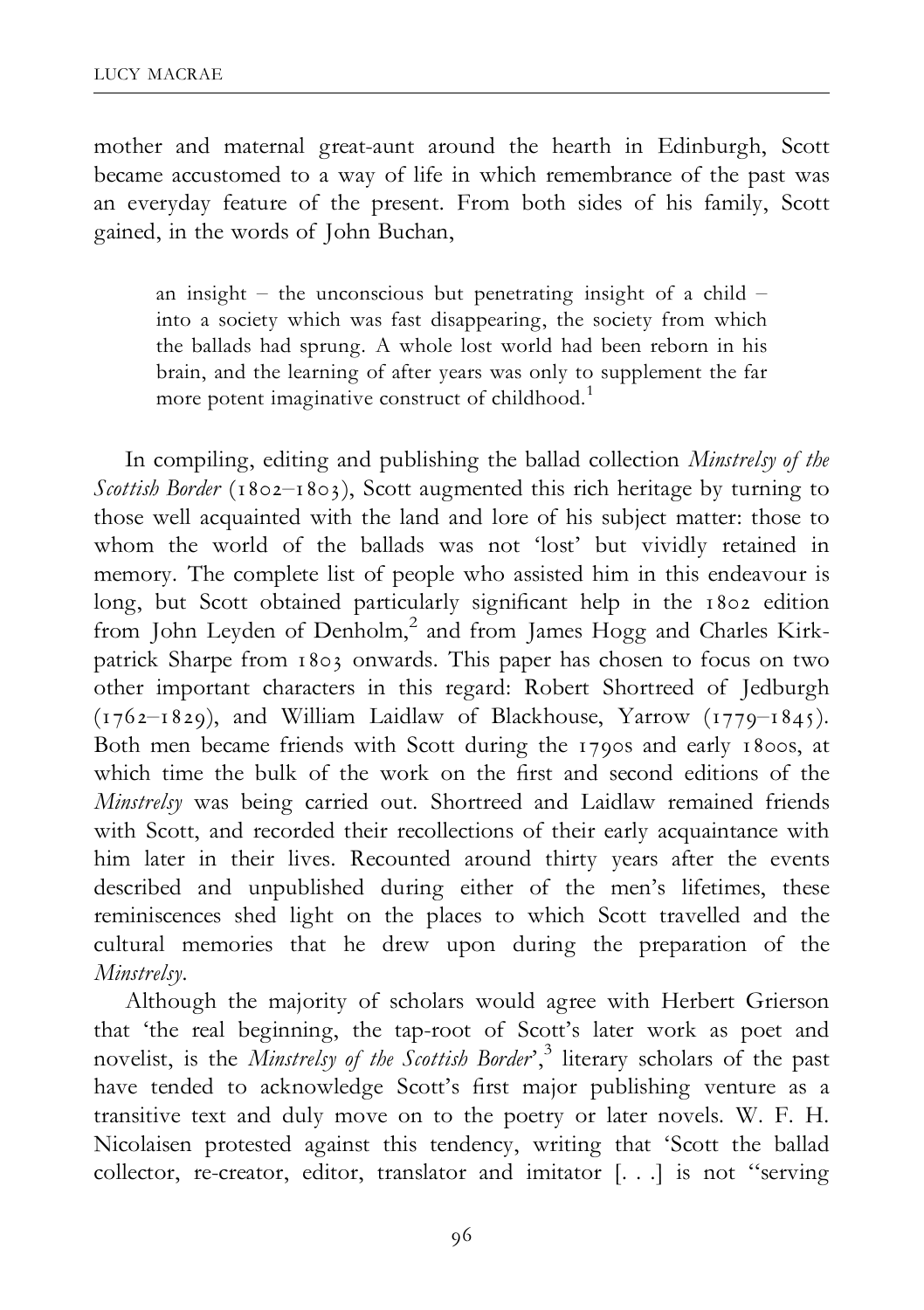mother and maternal great-aunt around the hearth in Edinburgh, Scott became accustomed to a way of life in which remembrance of the past was an everyday feature of the present. From both sides of his family, Scott gained, in the words of John Buchan,

> an insight – the unconscious but penetrating insight of a child – into a society which was fast disappearing, the society from which the ballads had sprung. A whole lost world had been reborn in his brain, and the learning of after years was only to supplement the far more potent imaginative construct of childhood.[1]

In compiling, editing and publishing the ballad collection *Minstrelsy of the Scottish Border* (1802–1803), Scott augmented this rich heritage by turning to those well acquainted with the land and lore of his subject matter: those to whom the world of the ballads was not 'lost' but vividly retained in memory. The complete list of people who assisted him in this endeavour is long, but Scott obtained particularly significant help in the 1802 edition from John Leyden of Denholm,[2] and from James Hogg and Charles Kirkpatrick Sharpe from 1803 onwards. This paper has chosen to focus on two other important characters in this regard: Robert Shortreed of Jedburgh (1762–1829), and William Laidlaw of Blackhouse, Yarrow (1779–1845). Both men became friends with Scott during the 1790s and early 1800s, at which time the bulk of the work on the first and second editions of the *Minstrelsy* was being carried out. Shortreed and Laidlaw remained friends with Scott, and recorded their recollections of their early acquaintance with him later in their lives. Recounted around thirty years after the events described and unpublished during either of the men's lifetimes, these reminiscences shed light on the places to which Scott travelled and the cultural memories that he drew upon during the preparation of the *Minstrelsy*.

Although the majority of scholars would agree with Herbert Grierson that 'the real beginning, the tap-root of Scott's later work as poet and novelist, is the *Minstrelsy of the Scottish Border*',[3] literary scholars of the past have tended to acknowledge Scott's first major publishing venture as a transitive text and duly move on to the poetry or later novels. W. F. H. Nicolaisen protested against this tendency, writing that 'Scott the ballad collector, re-creator, editor, translator and imitator [. . .] is not "serving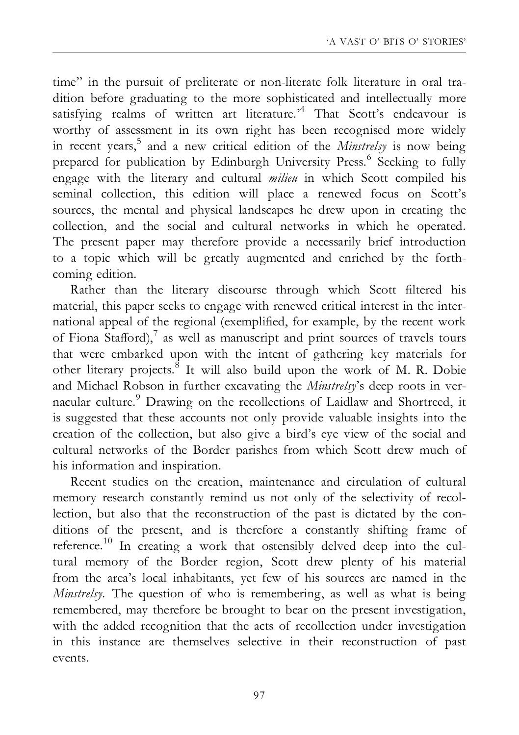time" in the pursuit of preliterate or non-literate folk literature in oral tradition before graduating to the more sophisticated and intellectually more satisfying realms of written art literature.'[4] That Scott's endeavour is worthy of assessment in its own right has been recognised more widely in recent years,[5] and a new critical edition of the *Minstrelsy* is now being prepared for publication by Edinburgh University Press.[6] Seeking to fully engage with the literary and cultural *milieu* in which Scott compiled his seminal collection, this edition will place a renewed focus on Scott's sources, the mental and physical landscapes he drew upon in creating the collection, and the social and cultural networks in which he operated. The present paper may therefore provide a necessarily brief introduction to a topic which will be greatly augmented and enriched by the forthcoming edition.

Rather than the literary discourse through which Scott filtered his material, this paper seeks to engage with renewed critical interest in the international appeal of the regional (exemplified, for example, by the recent work of Fiona Stafford),[7] as well as manuscript and print sources of travels tours that were embarked upon with the intent of gathering key materials for other literary projects.[8] It will also build upon the work of M. R. Dobie and Michael Robson in further excavating the *Minstrelsy*'s deep roots in vernacular culture.[9] Drawing on the recollections of Laidlaw and Shortreed, it is suggested that these accounts not only provide valuable insights into the creation of the collection, but also give a bird's eye view of the social and cultural networks of the Border parishes from which Scott drew much of his information and inspiration.

Recent studies on the creation, maintenance and circulation of cultural memory research constantly remind us not only of the selectivity of recollection, but also that the reconstruction of the past is dictated by the conditions of the present, and is therefore a constantly shifting frame of reference.[10] In creating a work that ostensibly delved deep into the cultural memory of the Border region, Scott drew plenty of his material from the area's local inhabitants, yet few of his sources are named in the *Minstrelsy*. The question of who is remembering, as well as what is being remembered, may therefore be brought to bear on the present investigation, with the added recognition that the acts of recollection under investigation in this instance are themselves selective in their reconstruction of past events.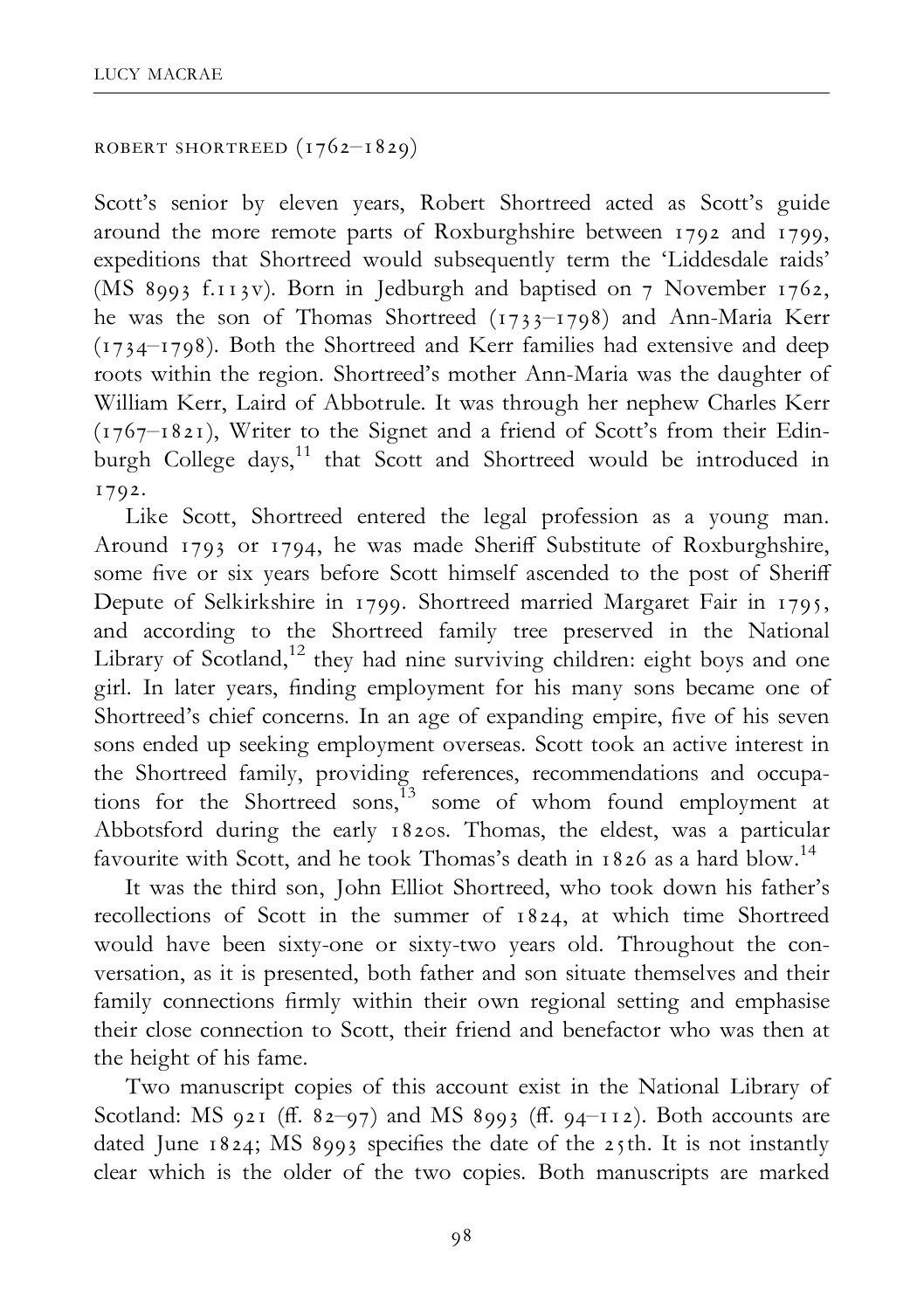## ROBERT SHORTREED (1762–1829)

Scott's senior by eleven years, Robert Shortreed acted as Scott's guide around the more remote parts of Roxburghshire between 1792 and 1799, expeditions that Shortreed would subsequently term the 'Liddesdale raids' (MS 8993 f.113v). Born in Jedburgh and baptised on 7 November 1762, he was the son of Thomas Shortreed (1733–1798) and Ann-Maria Kerr (1734–1798). Both the Shortreed and Kerr families had extensive and deep roots within the region. Shortreed's mother Ann-Maria was the daughter of William Kerr, Laird of Abbotrule. It was through her nephew Charles Kerr (1767–1821), Writer to the Signet and a friend of Scott's from their Edinburgh College days,[11] that Scott and Shortreed would be introduced in 1792.

Like Scott, Shortreed entered the legal profession as a young man. Around 1793 or 1794, he was made Sheriff Substitute of Roxburghshire, some five or six years before Scott himself ascended to the post of Sheriff Depute of Selkirkshire in 1799. Shortreed married Margaret Fair in 1795, and according to the Shortreed family tree preserved in the National Library of Scotland,[12] they had nine surviving children: eight boys and one girl. In later years, finding employment for his many sons became one of Shortreed's chief concerns. In an age of expanding empire, five of his seven sons ended up seeking employment overseas. Scott took an active interest in the Shortreed family, providing references, recommendations and occupations for the Shortreed sons,[13] some of whom found employment at Abbotsford during the early 1820s. Thomas, the eldest, was a particular favourite with Scott, and he took Thomas's death in 1826 as a hard blow.[14]

It was the third son, John Elliot Shortreed, who took down his father's recollections of Scott in the summer of 1824, at which time Shortreed would have been sixty-one or sixty-two years old. Throughout the conversation, as it is presented, both father and son situate themselves and their family connections firmly within their own regional setting and emphasise their close connection to Scott, their friend and benefactor who was then at the height of his fame.

Two manuscript copies of this account exist in the National Library of Scotland: MS 921 (ff. 82–97) and MS 8993 (ff. 94–112). Both accounts are dated June 1824; MS 8993 specifies the date of the 25th. It is not instantly clear which is the older of the two copies. Both manuscripts are marked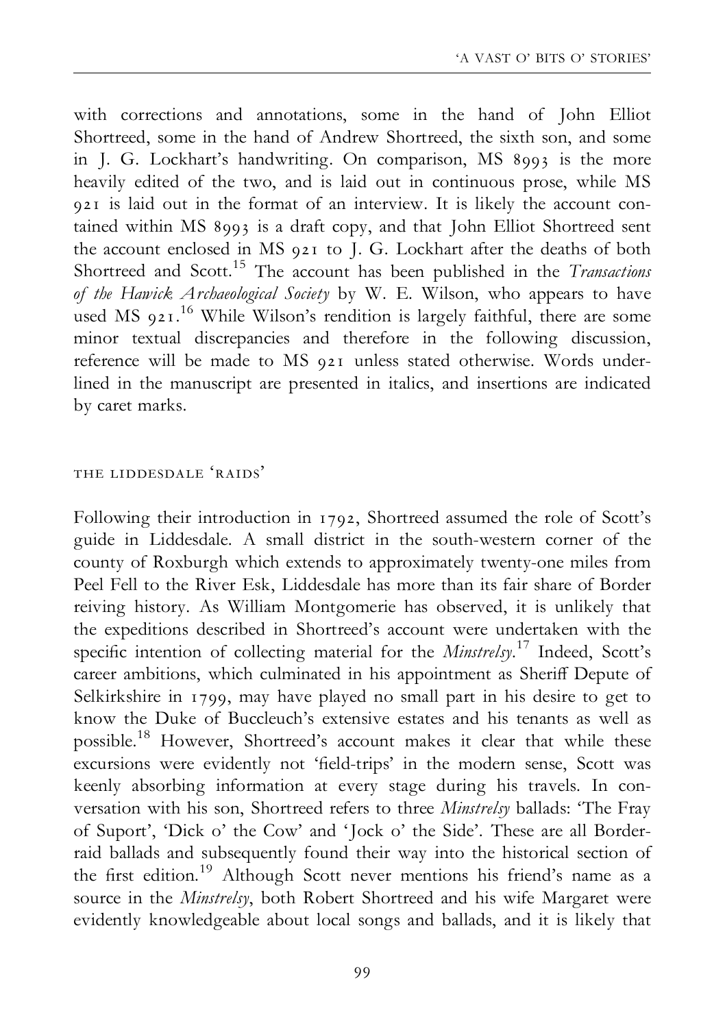with corrections and annotations, some in the hand of John Elliot Shortreed, some in the hand of Andrew Shortreed, the sixth son, and some in J. G. Lockhart's handwriting. On comparison, MS 8993 is the more heavily edited of the two, and is laid out in continuous prose, while MS 921 is laid out in the format of an interview. It is likely the account contained within MS 8993 is a draft copy, and that John Elliot Shortreed sent the account enclosed in MS 921 to J. G. Lockhart after the deaths of both Shortreed and Scott.[15] The account has been published in the *Transactions of the Hawick Archaeological Society* by W. E. Wilson, who appears to have used MS 921.[16] While Wilson's rendition is largely faithful, there are some minor textual discrepancies and therefore in the following discussion, reference will be made to MS 921 unless stated otherwise. Words underlined in the manuscript are presented in italics, and insertions are indicated by caret marks.

## THE LIDDESDALE 'RAIDS'

Following their introduction in 1792, Shortreed assumed the role of Scott's guide in Liddesdale. A small district in the south-western corner of the county of Roxburgh which extends to approximately twenty-one miles from Peel Fell to the River Esk, Liddesdale has more than its fair share of Border reiving history. As William Montgomerie has observed, it is unlikely that the expeditions described in Shortreed's account were undertaken with the specific intention of collecting material for the *Minstrelsy*.[17] Indeed, Scott's career ambitions, which culminated in his appointment as Sheriff Depute of Selkirkshire in 1799, may have played no small part in his desire to get to know the Duke of Buccleuch's extensive estates and his tenants as well as possible.[18] However, Shortreed's account makes it clear that while these excursions were evidently not 'field-trips' in the modern sense, Scott was keenly absorbing information at every stage during his travels. In conversation with his son, Shortreed refers to three *Minstrelsy* ballads: 'The Fray of Suport', 'Dick o' the Cow' and 'Jock o' the Side'. These are all Border-raid ballads and subsequently found their way into the historical section of the first edition.[19] Although Scott never mentions his friend's name as a source in the *Minstrelsy*, both Robert Shortreed and his wife Margaret were evidently knowledgeable about local songs and ballads, and it is likely that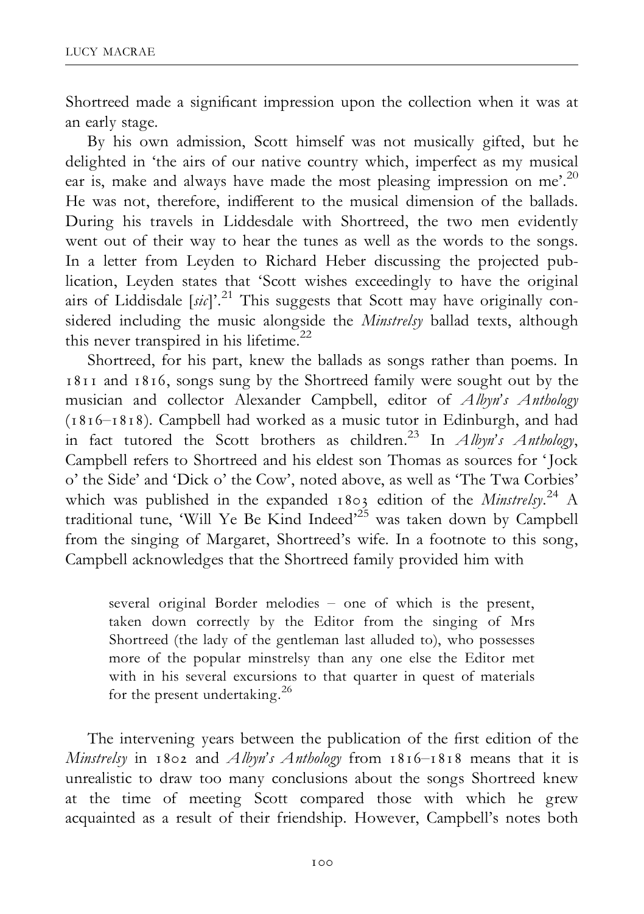Shortreed made a significant impression upon the collection when it was at an early stage.

By his own admission, Scott himself was not musically gifted, but he delighted in 'the airs of our native country which, imperfect as my musical ear is, make and always have made the most pleasing impression on me'.[20] He was not, therefore, indifferent to the musical dimension of the ballads. During his travels in Liddesdale with Shortreed, the two men evidently went out of their way to hear the tunes as well as the words to the songs. In a letter from Leyden to Richard Heber discussing the projected publication, Leyden states that 'Scott wishes exceedingly to have the original airs of Liddisdale [*sic*]'.[21] This suggests that Scott may have originally considered including the music alongside the *Minstrelsy* ballad texts, although this never transpired in his lifetime.[22]

Shortreed, for his part, knew the ballads as songs rather than poems. In 1811 and 1816, songs sung by the Shortreed family were sought out by the musician and collector Alexander Campbell, editor of *Albyn's Anthology* (1816–1818). Campbell had worked as a music tutor in Edinburgh, and had in fact tutored the Scott brothers as children.[23] In *Albyn's Anthology*, Campbell refers to Shortreed and his eldest son Thomas as sources for 'Jock o' the Side' and 'Dick o' the Cow', noted above, as well as 'The Twa Corbies' which was published in the expanded 1803 edition of the *Minstrelsy*.[24] A traditional tune, 'Will Ye Be Kind Indeed'[25] was taken down by Campbell from the singing of Margaret, Shortreed's wife. In a footnote to this song, Campbell acknowledges that the Shortreed family provided him with

> several original Border melodies – one of which is the present, taken down correctly by the Editor from the singing of Mrs Shortreed (the lady of the gentleman last alluded to), who possesses more of the popular minstrelsy than any one else the Editor met with in his several excursions to that quarter in quest of materials for the present undertaking.[26]

The intervening years between the publication of the first edition of the *Minstrelsy* in 1802 and *Albyn's Anthology* from 1816–1818 means that it is unrealistic to draw too many conclusions about the songs Shortreed knew at the time of meeting Scott compared those with which he grew acquainted as a result of their friendship. However, Campbell's notes both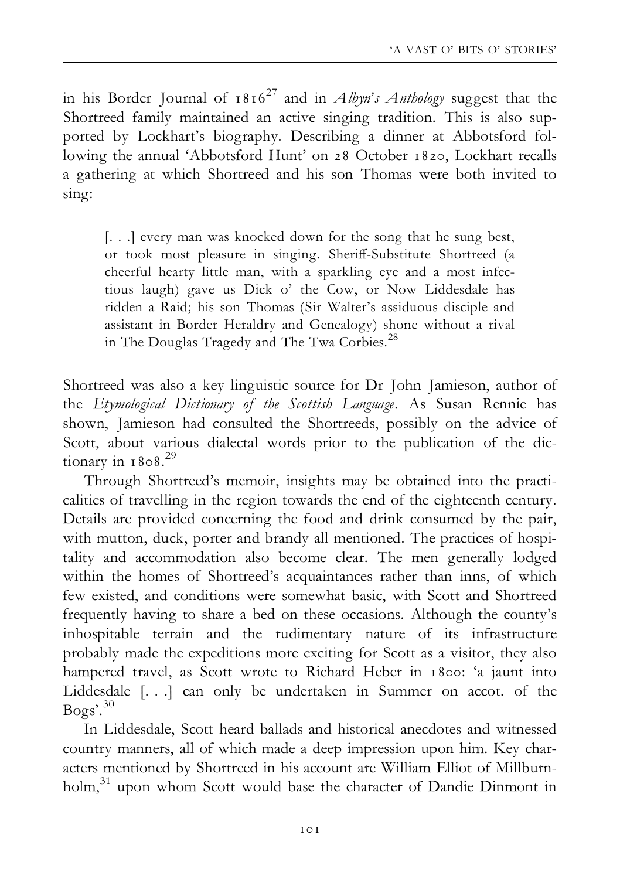in his Border Journal of 1816[27] and in *Albyn's Anthology* suggest that the Shortreed family maintained an active singing tradition. This is also supported by Lockhart's biography. Describing a dinner at Abbotsford following the annual 'Abbotsford Hunt' on 28 October 1820, Lockhart recalls a gathering at which Shortreed and his son Thomas were both invited to sing:

> [. . .] every man was knocked down for the song that he sung best, or took most pleasure in singing. Sheriff-Substitute Shortreed (a cheerful hearty little man, with a sparkling eye and a most infectious laugh) gave us Dick o' the Cow, or Now Liddesdale has ridden a Raid; his son Thomas (Sir Walter's assiduous disciple and assistant in Border Heraldry and Genealogy) shone without a rival in The Douglas Tragedy and The Twa Corbies.[28]

Shortreed was also a key linguistic source for Dr John Jamieson, author of the *Etymological Dictionary of the Scottish Language*. As Susan Rennie has shown, Jamieson had consulted the Shortreeds, possibly on the advice of Scott, about various dialectal words prior to the publication of the dictionary in 1808.[29]

Through Shortreed's memoir, insights may be obtained into the practicalities of travelling in the region towards the end of the eighteenth century. Details are provided concerning the food and drink consumed by the pair, with mutton, duck, porter and brandy all mentioned. The practices of hospitality and accommodation also become clear. The men generally lodged within the homes of Shortreed's acquaintances rather than inns, of which few existed, and conditions were somewhat basic, with Scott and Shortreed frequently having to share a bed on these occasions. Although the county's inhospitable terrain and the rudimentary nature of its infrastructure probably made the expeditions more exciting for Scott as a visitor, they also hampered travel, as Scott wrote to Richard Heber in 1800: 'a jaunt into Liddesdale [. . .] can only be undertaken in Summer on accot. of the Bogs'.[30]

In Liddesdale, Scott heard ballads and historical anecdotes and witnessed country manners, all of which made a deep impression upon him. Key characters mentioned by Shortreed in his account are William Elliot of Millburnholm,[31] upon whom Scott would base the character of Dandie Dinmont in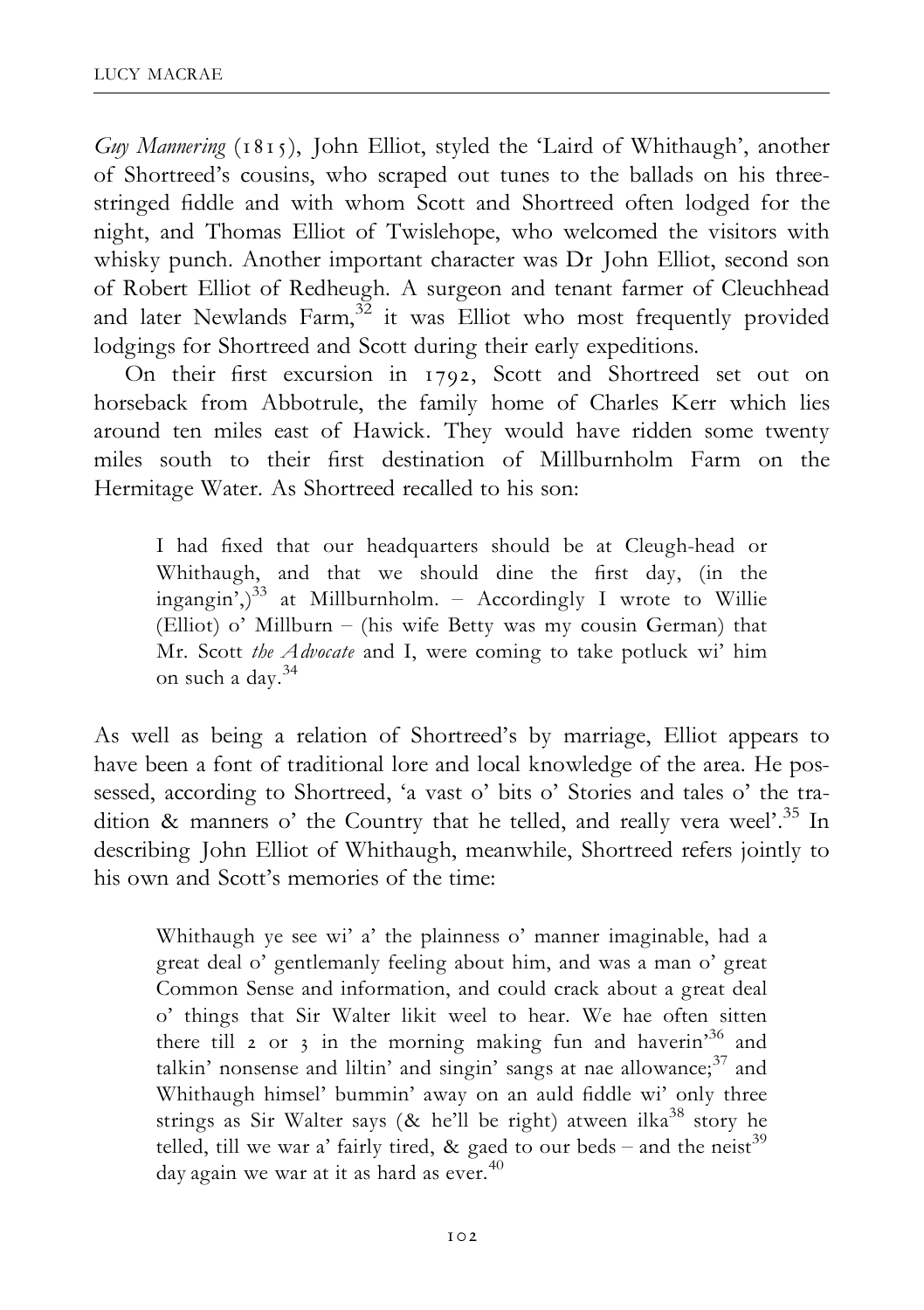*Guy Mannering* (1815), John Elliot, styled the 'Laird of Whithaugh', another of Shortreed's cousins, who scraped out tunes to the ballads on his three-stringed fiddle and with whom Scott and Shortreed often lodged for the night, and Thomas Elliot of Twislehope, who welcomed the visitors with whisky punch. Another important character was Dr John Elliot, second son of Robert Elliot of Redheugh. A surgeon and tenant farmer of Cleuchhead and later Newlands Farm,[32] it was Elliot who most frequently provided lodgings for Shortreed and Scott during their early expeditions.

On their first excursion in 1792, Scott and Shortreed set out on horseback from Abbotrule, the family home of Charles Kerr which lies around ten miles east of Hawick. They would have ridden some twenty miles south to their first destination of Millburnholm Farm on the Hermitage Water. As Shortreed recalled to his son:

> I had fixed that our headquarters should be at Cleugh-head or Whithaugh, and that we should dine the first day, (in the ingangin',)[33] at Millburnholm. – Accordingly I wrote to Willie (Elliot) o' Millburn – (his wife Betty was my cousin German) that Mr. Scott *the Advocate* and I, were coming to take potluck wi' him on such a day.[34]

As well as being a relation of Shortreed's by marriage, Elliot appears to have been a font of traditional lore and local knowledge of the area. He possessed, according to Shortreed, 'a vast o' bits o' Stories and tales o' the tradition & manners o' the Country that he telled, and really vera weel'.[35] In describing John Elliot of Whithaugh, meanwhile, Shortreed refers jointly to his own and Scott's memories of the time:

> Whithaugh ye see wi' a' the plainness o' manner imaginable, had a great deal o' gentlemanly feeling about him, and was a man o' great Common Sense and information, and could crack about a great deal o' things that Sir Walter likit weel to hear. We hae often sitten there till 2 or 3 in the morning making fun and haverin'[36] and talkin' nonsense and liltin' and singin' sangs at nae allowance;[37] and Whithaugh himsel' bummin' away on an auld fiddle wi' only three strings as Sir Walter says (& he'll be right) atween ilka[38] story he telled, till we war a' fairly tired, & gaed to our beds – and the neist[39] day again we war at it as hard as ever.[40]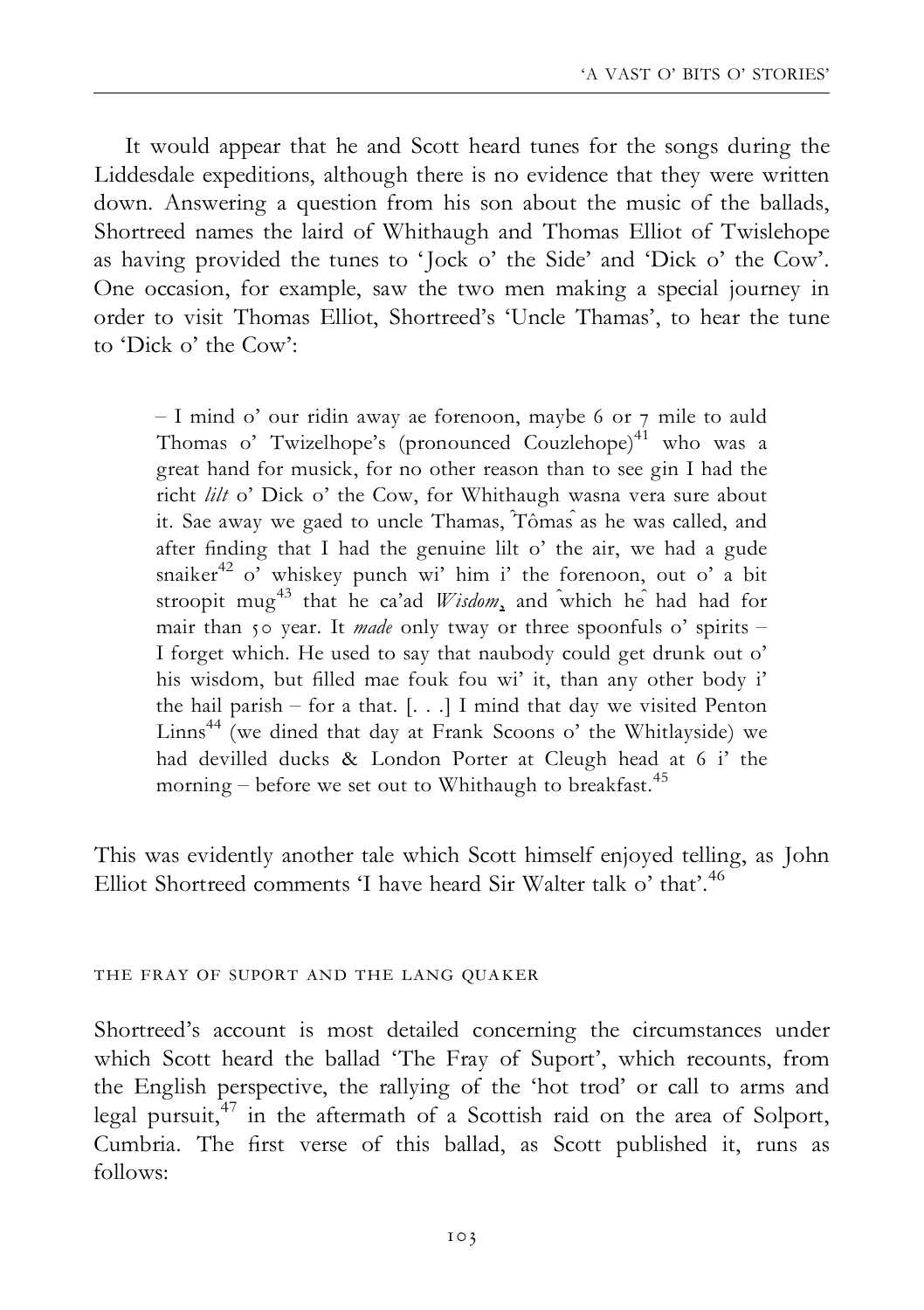It would appear that he and Scott heard tunes for the songs during the Liddesdale expeditions, although there is no evidence that they were written down. Answering a question from his son about the music of the ballads, Shortreed names the laird of Whithaugh and Thomas Elliot of Twislehope as having provided the tunes to 'Jock o' the Side' and 'Dick o' the Cow'. One occasion, for example, saw the two men making a special journey in order to visit Thomas Elliot, Shortreed's 'Uncle Thamas', to hear the tune to 'Dick o' the Cow':

> – I mind o' our ridin away ae forenoon, maybe 6 or 7 mile to auld Thomas o' Twizelhope's (pronounced Couzlehope)[41] who was a great hand for musick, for no other reason than to see gin I had the richt *lilt* o' Dick o' the Cow, for Whithaugh wasna vera sure about it. Sae away we gaed to uncle Thamas, ˆTômasˆ as he was called, and after finding that I had the genuine lilt o' the air, we had a gude snaiker[42] o' whiskey punch wi' him i' the forenoon, out o' a bit stroopit mug[43] that he ca'ad *Wisdom*, and ˆwhich heˆ had had for mair than 50 year. It *made* only tway or three spoonfuls o' spirits – I forget which. He used to say that naubody could get drunk out o' his wisdom, but filled mae fouk fou wi' it, than any other body i' the hail parish – for a that. [. . .] I mind that day we visited Penton Linns[44] (we dined that day at Frank Scoons o' the Whitlayside) we had devilled ducks & London Porter at Cleugh head at 6 i' the morning – before we set out to Whithaugh to breakfast.[45]

This was evidently another tale which Scott himself enjoyed telling, as John Elliot Shortreed comments 'I have heard Sir Walter talk o' that'.[46]

## THE FRAY OF SUPORT AND THE LANG QUAKER

Shortreed's account is most detailed concerning the circumstances under which Scott heard the ballad 'The Fray of Suport', which recounts, from the English perspective, the rallying of the 'hot trod' or call to arms and legal pursuit,[47] in the aftermath of a Scottish raid on the area of Solport, Cumbria. The first verse of this ballad, as Scott published it, runs as follows: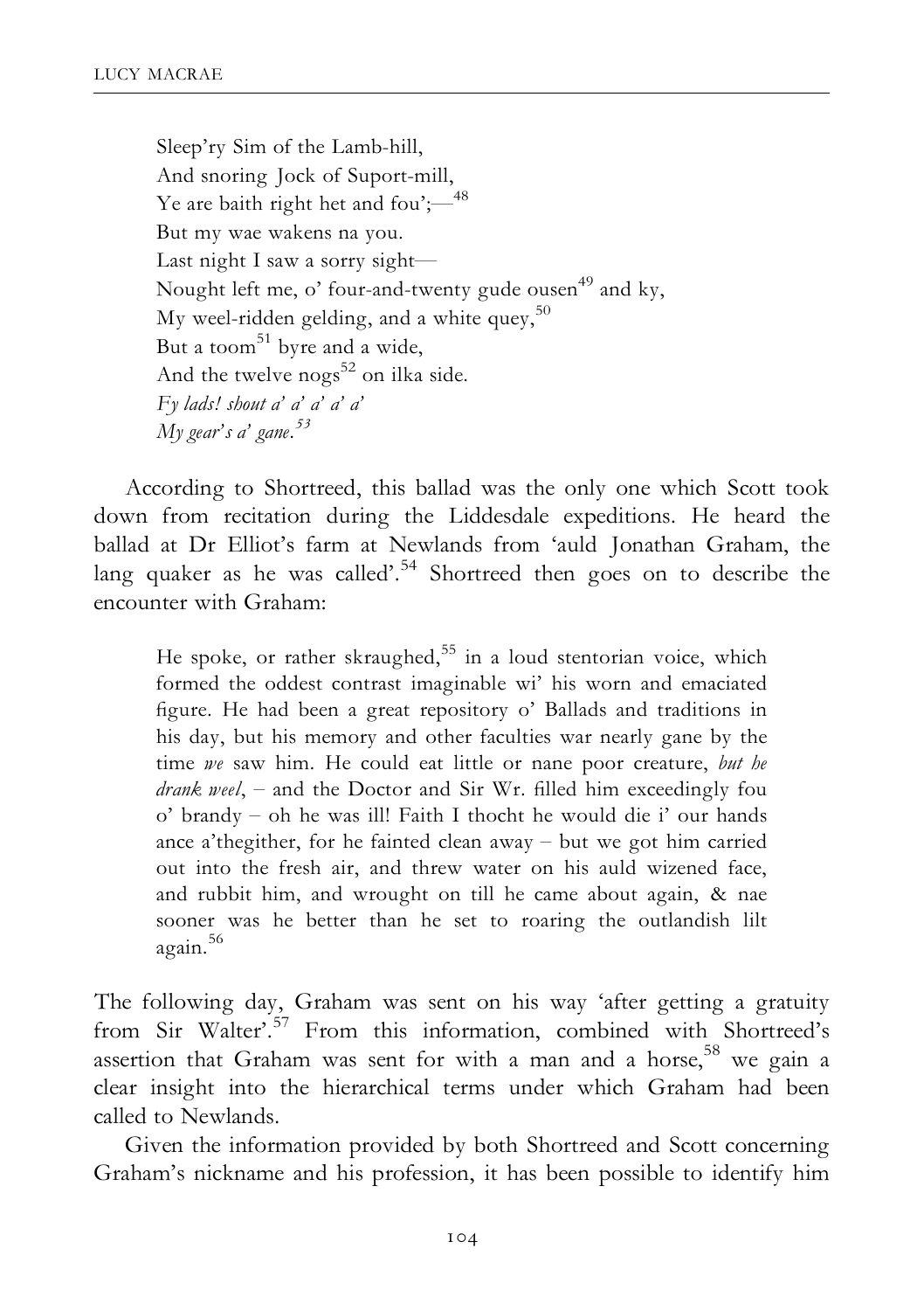> Sleep'ry Sim of the Lamb-hill,
> And snoring Jock of Suport-mill,
> Ye are baith right het and fou';—[48]
> But my wae wakens na you.
> Last night I saw a sorry sight—
> Nought left me, o' four-and-twenty gude ousen[49] and ky,
> My weel-ridden gelding, and a white quey,[50]
> But a toom[51] byre and a wide,
> And the twelve nogs[52] on ilka side.
> *Fy lads! shout a' a' a' a' a'*
> *My gear's a' gane.*[53]

According to Shortreed, this ballad was the only one which Scott took down from recitation during the Liddesdale expeditions. He heard the ballad at Dr Elliot's farm at Newlands from 'auld Jonathan Graham, the lang quaker as he was called'.[54] Shortreed then goes on to describe the encounter with Graham:

> He spoke, or rather skraughed,[55] in a loud stentorian voice, which formed the oddest contrast imaginable wi' his worn and emaciated figure. He had been a great repository o' Ballads and traditions in his day, but his memory and other faculties war nearly gane by the time *we* saw him. He could eat little or nane poor creature, *but he drank weel*, – and the Doctor and Sir Wr. filled him exceedingly fou o' brandy – oh he was ill! Faith I thocht he would die i' our hands ance a'thegither, for he fainted clean away – but we got him carried out into the fresh air, and threw water on his auld wizened face, and rubbit him, and wrought on till he came about again, & nae sooner was he better than he set to roaring the outlandish lilt again.[56]

The following day, Graham was sent on his way 'after getting a gratuity from Sir Walter'.[57] From this information, combined with Shortreed's assertion that Graham was sent for with a man and a horse,[58] we gain a clear insight into the hierarchical terms under which Graham had been called to Newlands.

Given the information provided by both Shortreed and Scott concerning Graham's nickname and his profession, it has been possible to identify him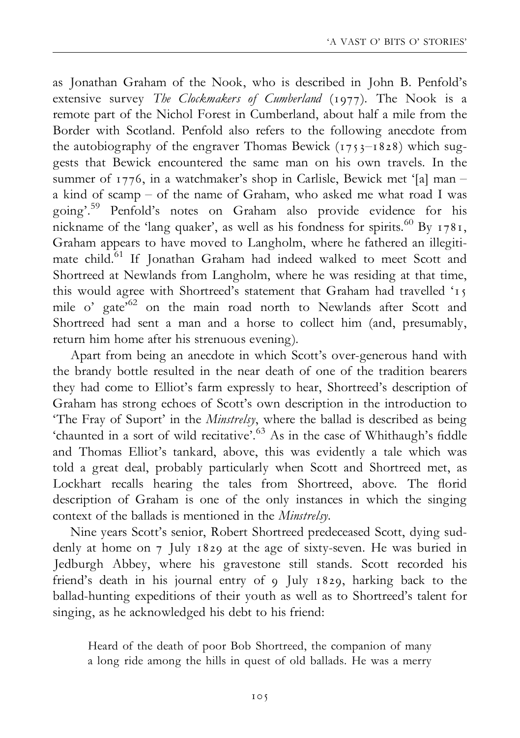as Jonathan Graham of the Nook, who is described in John B. Penfold's extensive survey *The Clockmakers of Cumberland* (1977). The Nook is a remote part of the Nichol Forest in Cumberland, about half a mile from the Border with Scotland. Penfold also refers to the following anecdote from the autobiography of the engraver Thomas Bewick (1753–1828) which suggests that Bewick encountered the same man on his own travels. In the summer of 1776, in a watchmaker's shop in Carlisle, Bewick met '[a] man – a kind of scamp – of the name of Graham, who asked me what road I was going'.[59] Penfold's notes on Graham also provide evidence for his nickname of the 'lang quaker', as well as his fondness for spirits.[60] By 1781, Graham appears to have moved to Langholm, where he fathered an illegitimate child.[61] If Jonathan Graham had indeed walked to meet Scott and Shortreed at Newlands from Langholm, where he was residing at that time, this would agree with Shortreed's statement that Graham had travelled '15 mile o' gate'[62] on the main road north to Newlands after Scott and Shortreed had sent a man and a horse to collect him (and, presumably, return him home after his strenuous evening).

Apart from being an anecdote in which Scott's over-generous hand with the brandy bottle resulted in the near death of one of the tradition bearers they had come to Elliot's farm expressly to hear, Shortreed's description of Graham has strong echoes of Scott's own description in the introduction to 'The Fray of Suport' in the *Minstrelsy*, where the ballad is described as being 'chaunted in a sort of wild recitative'.[63] As in the case of Whithaugh's fiddle and Thomas Elliot's tankard, above, this was evidently a tale which was told a great deal, probably particularly when Scott and Shortreed met, as Lockhart recalls hearing the tales from Shortreed, above. The florid description of Graham is one of the only instances in which the singing context of the ballads is mentioned in the *Minstrelsy*.

Nine years Scott's senior, Robert Shortreed predeceased Scott, dying suddenly at home on 7 July 1829 at the age of sixty-seven. He was buried in Jedburgh Abbey, where his gravestone still stands. Scott recorded his friend's death in his journal entry of 9 July 1829, harking back to the ballad-hunting expeditions of their youth as well as to Shortreed's talent for singing, as he acknowledged his debt to his friend:

> Heard of the death of poor Bob Shortreed, the companion of many a long ride among the hills in quest of old ballads. He was a merry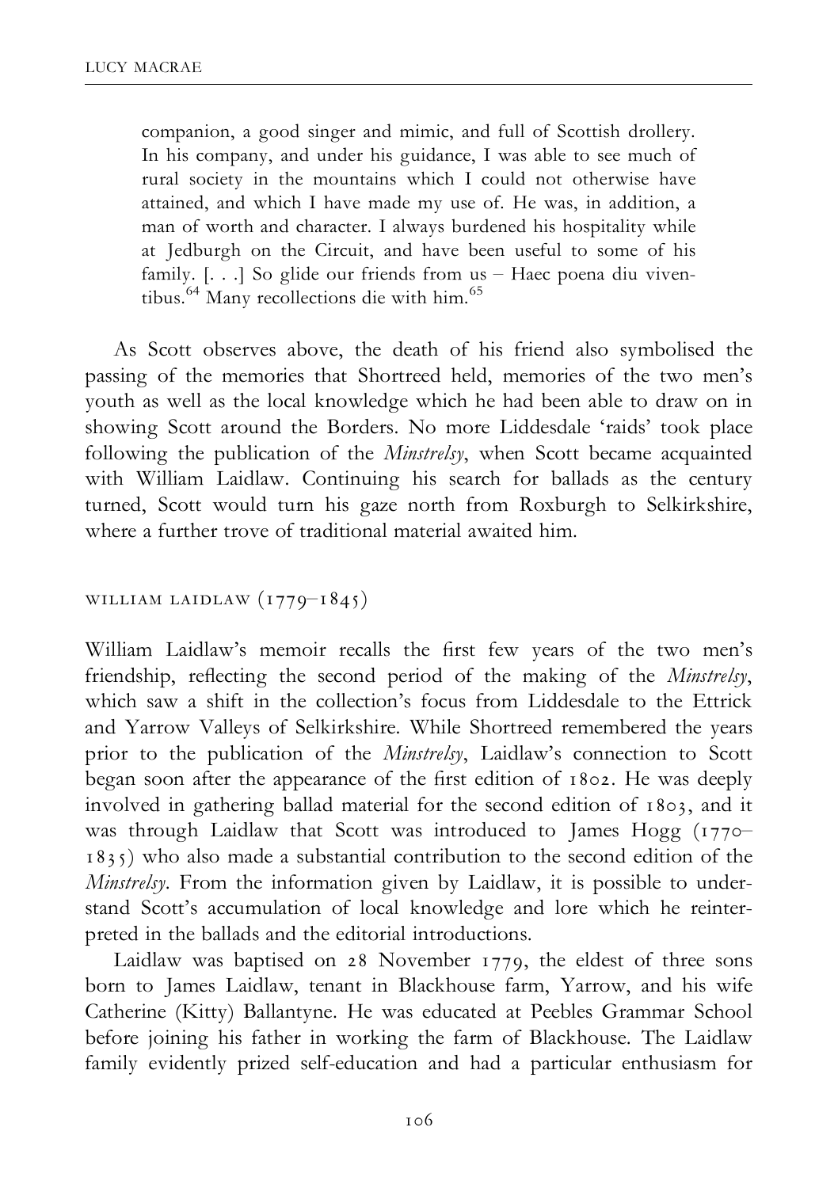> companion, a good singer and mimic, and full of Scottish drollery. In his company, and under his guidance, I was able to see much of rural society in the mountains which I could not otherwise have attained, and which I have made my use of. He was, in addition, a man of worth and character. I always burdened his hospitality while at Jedburgh on the Circuit, and have been useful to some of his family. [. . .] So glide our friends from us – Haec poena diu viventibus.[64] Many recollections die with him.[65]

As Scott observes above, the death of his friend also symbolised the passing of the memories that Shortreed held, memories of the two men's youth as well as the local knowledge which he had been able to draw on in showing Scott around the Borders. No more Liddesdale 'raids' took place following the publication of the *Minstrelsy*, when Scott became acquainted with William Laidlaw. Continuing his search for ballads as the century turned, Scott would turn his gaze north from Roxburgh to Selkirkshire, where a further trove of traditional material awaited him.

## William Laidlaw (1779–1845)

William Laidlaw's memoir recalls the first few years of the two men's friendship, reflecting the second period of the making of the *Minstrelsy*, which saw a shift in the collection's focus from Liddesdale to the Ettrick and Yarrow Valleys of Selkirkshire. While Shortreed remembered the years prior to the publication of the *Minstrelsy*, Laidlaw's connection to Scott began soon after the appearance of the first edition of 1802. He was deeply involved in gathering ballad material for the second edition of 1803, and it was through Laidlaw that Scott was introduced to James Hogg (1770–1835) who also made a substantial contribution to the second edition of the *Minstrelsy*. From the information given by Laidlaw, it is possible to understand Scott's accumulation of local knowledge and lore which he reinterpreted in the ballads and the editorial introductions.

Laidlaw was baptised on 28 November 1779, the eldest of three sons born to James Laidlaw, tenant in Blackhouse farm, Yarrow, and his wife Catherine (Kitty) Ballantyne. He was educated at Peebles Grammar School before joining his father in working the farm of Blackhouse. The Laidlaw family evidently prized self-education and had a particular enthusiasm for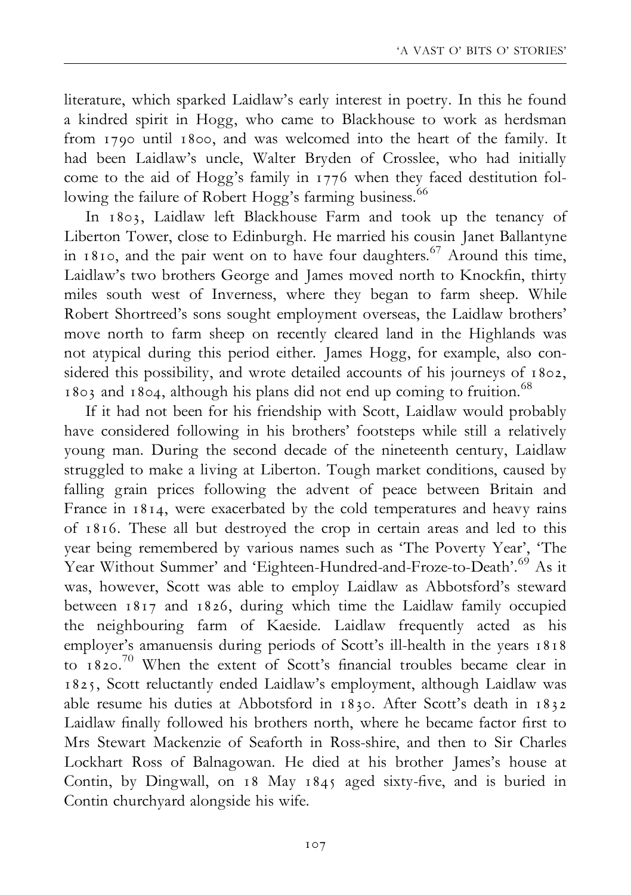literature, which sparked Laidlaw's early interest in poetry. In this he found a kindred spirit in Hogg, who came to Blackhouse to work as herdsman from 1790 until 1800, and was welcomed into the heart of the family. It had been Laidlaw's uncle, Walter Bryden of Crosslee, who had initially come to the aid of Hogg's family in 1776 when they faced destitution following the failure of Robert Hogg's farming business.[66]

In 1803, Laidlaw left Blackhouse Farm and took up the tenancy of Liberton Tower, close to Edinburgh. He married his cousin Janet Ballantyne in 1810, and the pair went on to have four daughters.[67] Around this time, Laidlaw's two brothers George and James moved north to Knockfin, thirty miles south west of Inverness, where they began to farm sheep. While Robert Shortreed's sons sought employment overseas, the Laidlaw brothers' move north to farm sheep on recently cleared land in the Highlands was not atypical during this period either. James Hogg, for example, also considered this possibility, and wrote detailed accounts of his journeys of 1802, 1803 and 1804, although his plans did not end up coming to fruition.[68]

If it had not been for his friendship with Scott, Laidlaw would probably have considered following in his brothers' footsteps while still a relatively young man. During the second decade of the nineteenth century, Laidlaw struggled to make a living at Liberton. Tough market conditions, caused by falling grain prices following the advent of peace between Britain and France in 1814, were exacerbated by the cold temperatures and heavy rains of 1816. These all but destroyed the crop in certain areas and led to this year being remembered by various names such as 'The Poverty Year', 'The Year Without Summer' and 'Eighteen-Hundred-and-Froze-to-Death'.[69] As it was, however, Scott was able to employ Laidlaw as Abbotsford's steward between 1817 and 1826, during which time the Laidlaw family occupied the neighbouring farm of Kaeside. Laidlaw frequently acted as his employer's amanuensis during periods of Scott's ill-health in the years 1818 to 1820.[70] When the extent of Scott's financial troubles became clear in 1825, Scott reluctantly ended Laidlaw's employment, although Laidlaw was able resume his duties at Abbotsford in 1830. After Scott's death in 1832 Laidlaw finally followed his brothers north, where he became factor first to Mrs Stewart Mackenzie of Seaforth in Ross-shire, and then to Sir Charles Lockhart Ross of Balnagowan. He died at his brother James's house at Contin, by Dingwall, on 18 May 1845 aged sixty-five, and is buried in Contin churchyard alongside his wife.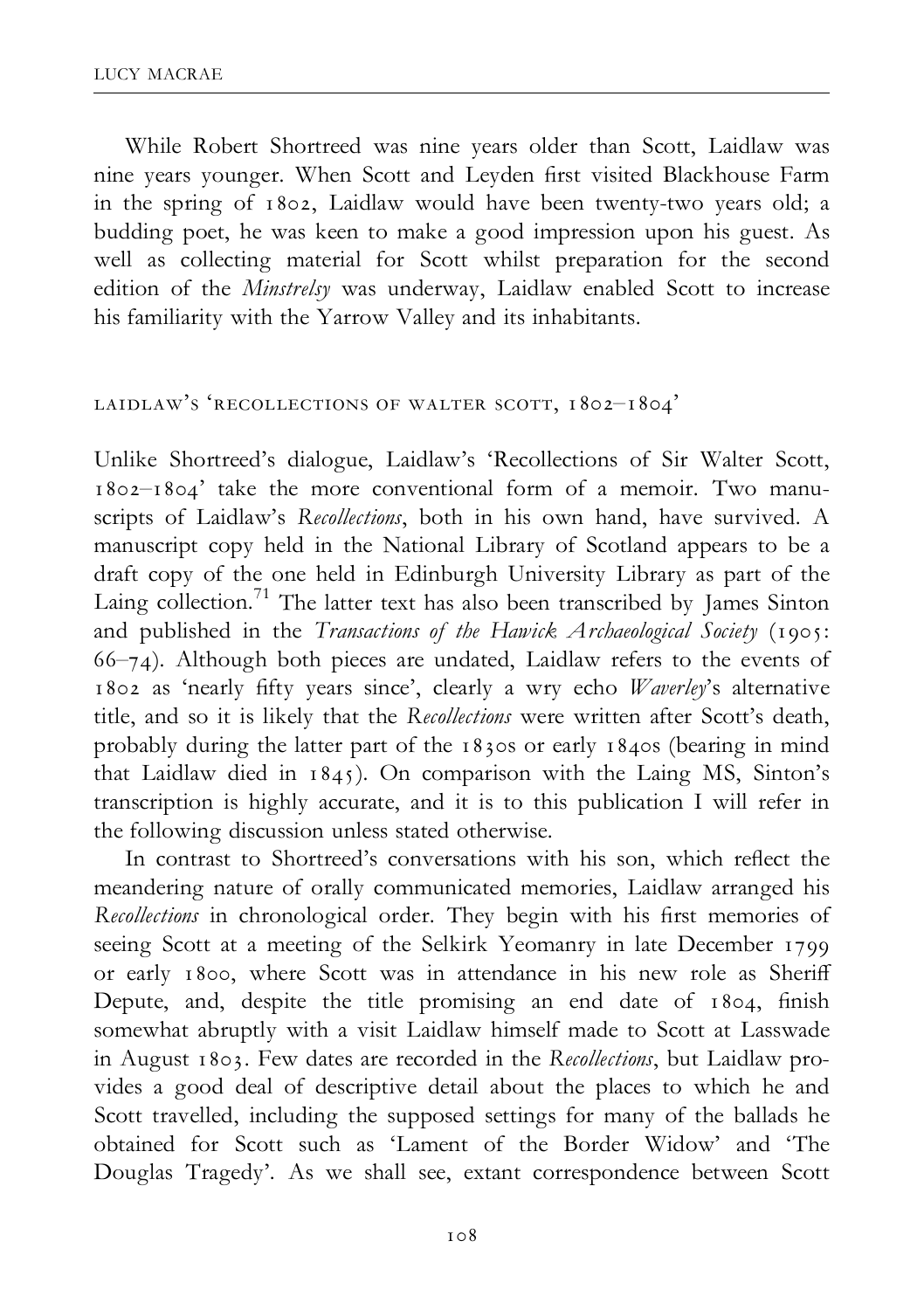While Robert Shortreed was nine years older than Scott, Laidlaw was nine years younger. When Scott and Leyden first visited Blackhouse Farm in the spring of 1802, Laidlaw would have been twenty-two years old; a budding poet, he was keen to make a good impression upon his guest. As well as collecting material for Scott whilst preparation for the second edition of the *Minstrelsy* was underway, Laidlaw enabled Scott to increase his familiarity with the Yarrow Valley and its inhabitants.

## LAIDLAW'S 'RECOLLECTIONS OF WALTER SCOTT, 1802–1804'

Unlike Shortreed's dialogue, Laidlaw's 'Recollections of Sir Walter Scott, 1802–1804' take the more conventional form of a memoir. Two manuscripts of Laidlaw's *Recollections*, both in his own hand, have survived. A manuscript copy held in the National Library of Scotland appears to be a draft copy of the one held in Edinburgh University Library as part of the Laing collection.[71] The latter text has also been transcribed by James Sinton and published in the *Transactions of the Hawick Archaeological Society* (1905: 66–74). Although both pieces are undated, Laidlaw refers to the events of 1802 as 'nearly fifty years since', clearly a wry echo *Waverley*'s alternative title, and so it is likely that the *Recollections* were written after Scott's death, probably during the latter part of the 1830s or early 1840s (bearing in mind that Laidlaw died in 1845). On comparison with the Laing MS, Sinton's transcription is highly accurate, and it is to this publication I will refer in the following discussion unless stated otherwise.

In contrast to Shortreed's conversations with his son, which reflect the meandering nature of orally communicated memories, Laidlaw arranged his *Recollections* in chronological order. They begin with his first memories of seeing Scott at a meeting of the Selkirk Yeomanry in late December 1799 or early 1800, where Scott was in attendance in his new role as Sheriff Depute, and, despite the title promising an end date of 1804, finish somewhat abruptly with a visit Laidlaw himself made to Scott at Lasswade in August 1803. Few dates are recorded in the *Recollections*, but Laidlaw provides a good deal of descriptive detail about the places to which he and Scott travelled, including the supposed settings for many of the ballads he obtained for Scott such as 'Lament of the Border Widow' and 'The Douglas Tragedy'. As we shall see, extant correspondence between Scott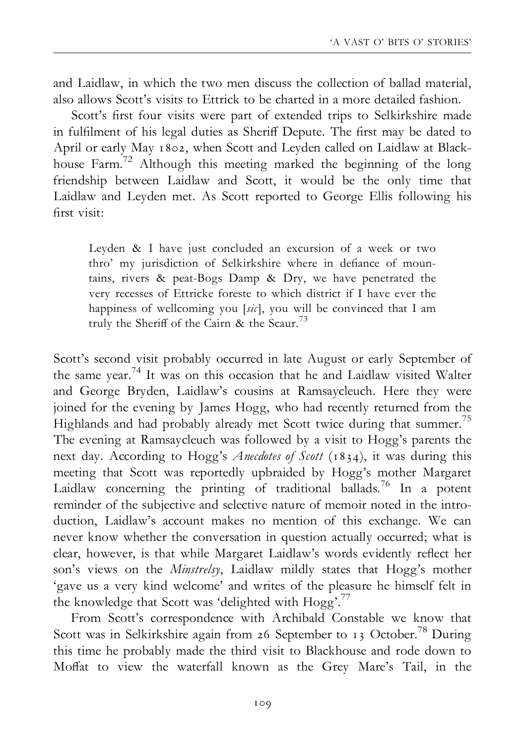and Laidlaw, in which the two men discuss the collection of ballad material, also allows Scott's visits to Ettrick to be charted in a more detailed fashion.

Scott's first four visits were part of extended trips to Selkirkshire made in fulfilment of his legal duties as Sheriff Depute. The first may be dated to April or early May 1802, when Scott and Leyden called on Laidlaw at Blackhouse Farm.[72] Although this meeting marked the beginning of the long friendship between Laidlaw and Scott, it would be the only time that Laidlaw and Leyden met. As Scott reported to George Ellis following his first visit:

> Leyden & I have just concluded an excursion of a week or two thro' my jurisdiction of Selkirkshire where in defiance of mountains, rivers & peat-Bogs Damp & Dry, we have penetrated the very recesses of Ettricke foreste to which district if I have ever the happiness of wellcoming you [*sic*], you will be convinced that I am truly the Sheriff of the Cairn & the Scaur.[73]

Scott's second visit probably occurred in late August or early September of the same year.[74] It was on this occasion that he and Laidlaw visited Walter and George Bryden, Laidlaw's cousins at Ramsaycleuch. Here they were joined for the evening by James Hogg, who had recently returned from the Highlands and had probably already met Scott twice during that summer.[75] The evening at Ramsaycleuch was followed by a visit to Hogg's parents the next day. According to Hogg's *Anecdotes of Scott* (1834), it was during this meeting that Scott was reportedly upbraided by Hogg's mother Margaret Laidlaw concerning the printing of traditional ballads.[76] In a potent reminder of the subjective and selective nature of memoir noted in the introduction, Laidlaw's account makes no mention of this exchange. We can never know whether the conversation in question actually occurred; what is clear, however, is that while Margaret Laidlaw's words evidently reflect her son's views on the *Minstrelsy*, Laidlaw mildly states that Hogg's mother 'gave us a very kind welcome' and writes of the pleasure he himself felt in the knowledge that Scott was 'delighted with Hogg'.[77]

From Scott's correspondence with Archibald Constable we know that Scott was in Selkirkshire again from 26 September to 13 October.[78] During this time he probably made the third visit to Blackhouse and rode down to Moffat to view the waterfall known as the Grey Mare's Tail, in the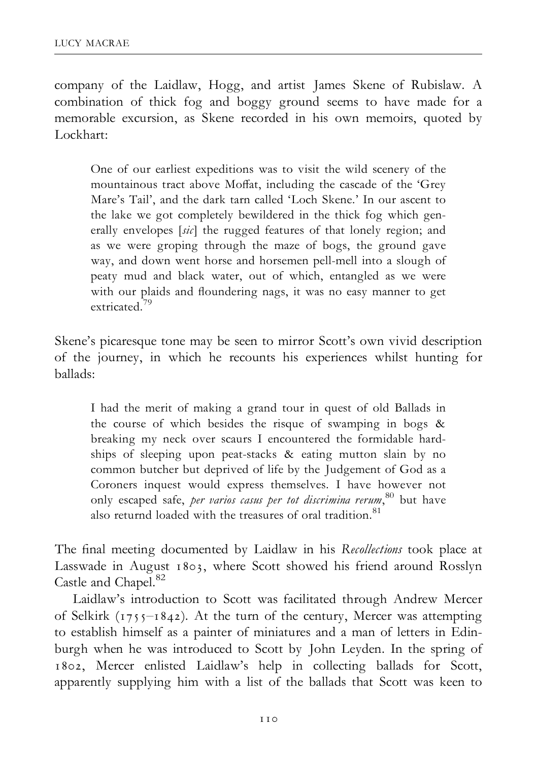company of the Laidlaw, Hogg, and artist James Skene of Rubislaw. A combination of thick fog and boggy ground seems to have made for a memorable excursion, as Skene recorded in his own memoirs, quoted by Lockhart:

> One of our earliest expeditions was to visit the wild scenery of the mountainous tract above Moffat, including the cascade of the 'Grey Mare's Tail', and the dark tarn called 'Loch Skene.' In our ascent to the lake we got completely bewildered in the thick fog which generally envelopes [*sic*] the rugged features of that lonely region; and as we were groping through the maze of bogs, the ground gave way, and down went horse and horsemen pell-mell into a slough of peaty mud and black water, out of which, entangled as we were with our plaids and floundering nags, it was no easy manner to get extricated.[79]

Skene's picaresque tone may be seen to mirror Scott's own vivid description of the journey, in which he recounts his experiences whilst hunting for ballads:

> I had the merit of making a grand tour in quest of old Ballads in the course of which besides the risque of swamping in bogs & breaking my neck over scaurs I encountered the formidable hardships of sleeping upon peat-stacks & eating mutton slain by no common butcher but deprived of life by the Judgement of God as a Coroners inquest would express themselves. I have however not only escaped safe, *per varios casus per tot discrimina rerum*,[80] but have also returnd loaded with the treasures of oral tradition.[81]

The final meeting documented by Laidlaw in his *Recollections* took place at Lasswade in August 1803, where Scott showed his friend around Rosslyn Castle and Chapel.[82]

Laidlaw's introduction to Scott was facilitated through Andrew Mercer of Selkirk (1755–1842). At the turn of the century, Mercer was attempting to establish himself as a painter of miniatures and a man of letters in Edinburgh when he was introduced to Scott by John Leyden. In the spring of 1802, Mercer enlisted Laidlaw's help in collecting ballads for Scott, apparently supplying him with a list of the ballads that Scott was keen to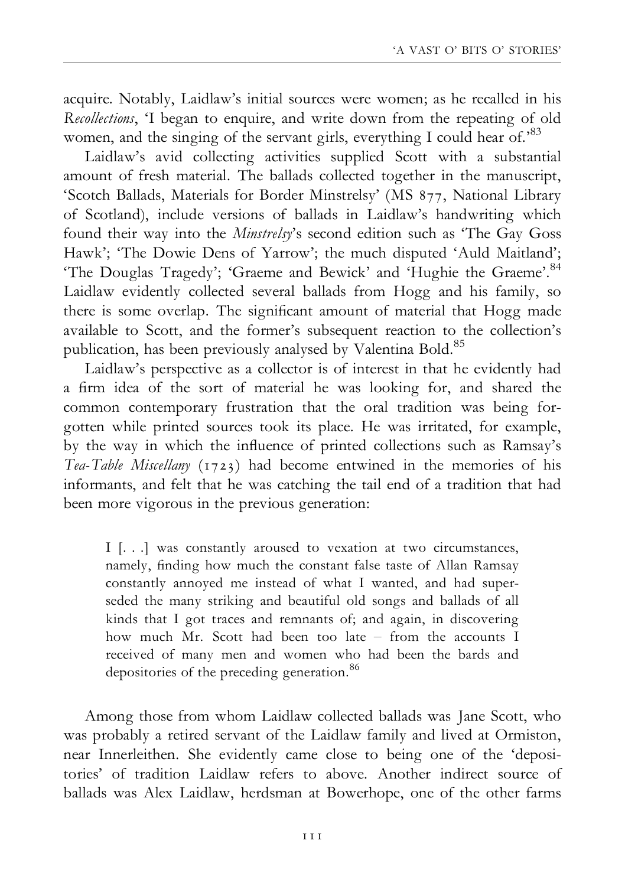acquire. Notably, Laidlaw's initial sources were women; as he recalled in his *Recollections*, 'I began to enquire, and write down from the repeating of old women, and the singing of the servant girls, everything I could hear of.'[83]

Laidlaw's avid collecting activities supplied Scott with a substantial amount of fresh material. The ballads collected together in the manuscript, 'Scotch Ballads, Materials for Border Minstrelsy' (MS 877, National Library of Scotland), include versions of ballads in Laidlaw's handwriting which found their way into the *Minstrelsy*'s second edition such as 'The Gay Goss Hawk'; 'The Dowie Dens of Yarrow'; the much disputed 'Auld Maitland'; 'The Douglas Tragedy'; 'Graeme and Bewick' and 'Hughie the Graeme'.[84] Laidlaw evidently collected several ballads from Hogg and his family, so there is some overlap. The significant amount of material that Hogg made available to Scott, and the former's subsequent reaction to the collection's publication, has been previously analysed by Valentina Bold.[85]

Laidlaw's perspective as a collector is of interest in that he evidently had a firm idea of the sort of material he was looking for, and shared the common contemporary frustration that the oral tradition was being forgotten while printed sources took its place. He was irritated, for example, by the way in which the influence of printed collections such as Ramsay's *Tea-Table Miscellany* (1723) had become entwined in the memories of his informants, and felt that he was catching the tail end of a tradition that had been more vigorous in the previous generation:

> I [. . .] was constantly aroused to vexation at two circumstances, namely, finding how much the constant false taste of Allan Ramsay constantly annoyed me instead of what I wanted, and had superseded the many striking and beautiful old songs and ballads of all kinds that I got traces and remnants of; and again, in discovering how much Mr. Scott had been too late – from the accounts I received of many men and women who had been the bards and depositories of the preceding generation.[86]

Among those from whom Laidlaw collected ballads was Jane Scott, who was probably a retired servant of the Laidlaw family and lived at Ormiston, near Innerleithen. She evidently came close to being one of the 'depositories' of tradition Laidlaw refers to above. Another indirect source of ballads was Alex Laidlaw, herdsman at Bowerhope, one of the other farms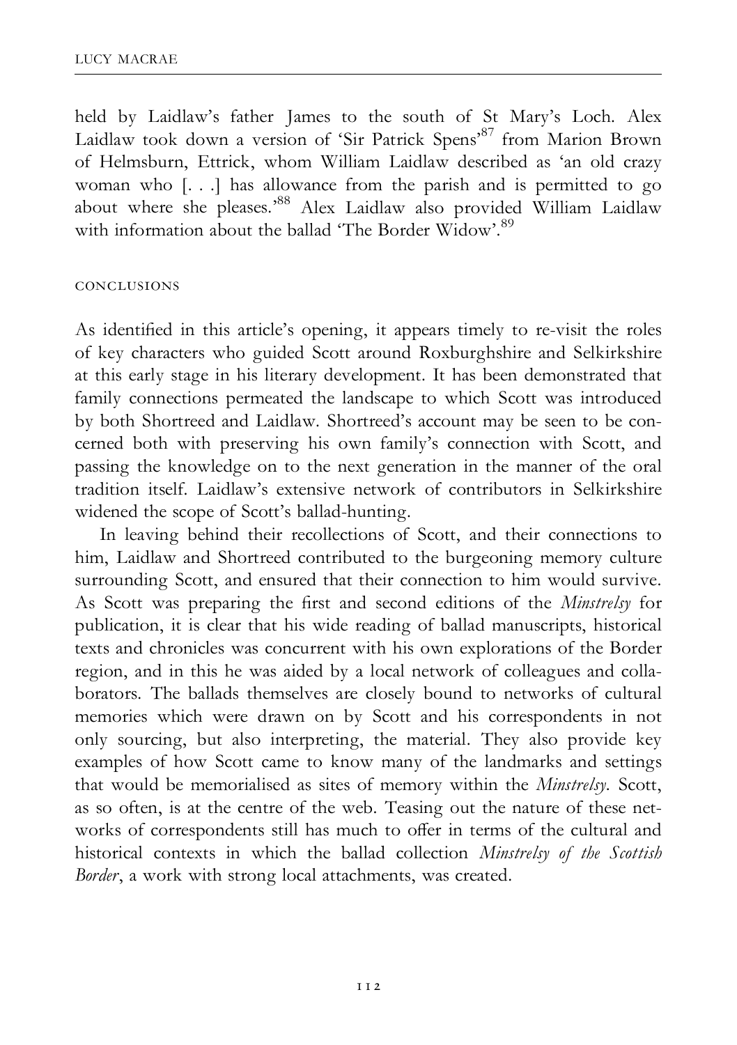held by Laidlaw's father James to the south of St Mary's Loch. Alex Laidlaw took down a version of 'Sir Patrick Spens'[87] from Marion Brown of Helmsburn, Ettrick, whom William Laidlaw described as 'an old crazy woman who [. . .] has allowance from the parish and is permitted to go about where she pleases.'[88] Alex Laidlaw also provided William Laidlaw with information about the ballad 'The Border Widow'.[89]

## CONCLUSIONS

As identified in this article's opening, it appears timely to re-visit the roles of key characters who guided Scott around Roxburghshire and Selkirkshire at this early stage in his literary development. It has been demonstrated that family connections permeated the landscape to which Scott was introduced by both Shortreed and Laidlaw. Shortreed's account may be seen to be concerned both with preserving his own family's connection with Scott, and passing the knowledge on to the next generation in the manner of the oral tradition itself. Laidlaw's extensive network of contributors in Selkirkshire widened the scope of Scott's ballad-hunting.

In leaving behind their recollections of Scott, and their connections to him, Laidlaw and Shortreed contributed to the burgeoning memory culture surrounding Scott, and ensured that their connection to him would survive. As Scott was preparing the first and second editions of the *Minstrelsy* for publication, it is clear that his wide reading of ballad manuscripts, historical texts and chronicles was concurrent with his own explorations of the Border region, and in this he was aided by a local network of colleagues and collaborators. The ballads themselves are closely bound to networks of cultural memories which were drawn on by Scott and his correspondents in not only sourcing, but also interpreting, the material. They also provide key examples of how Scott came to know many of the landmarks and settings that would be memorialised as sites of memory within the *Minstrelsy*. Scott, as so often, is at the centre of the web. Teasing out the nature of these networks of correspondents still has much to offer in terms of the cultural and historical contexts in which the ballad collection *Minstrelsy of the Scottish Border*, a work with strong local attachments, was created.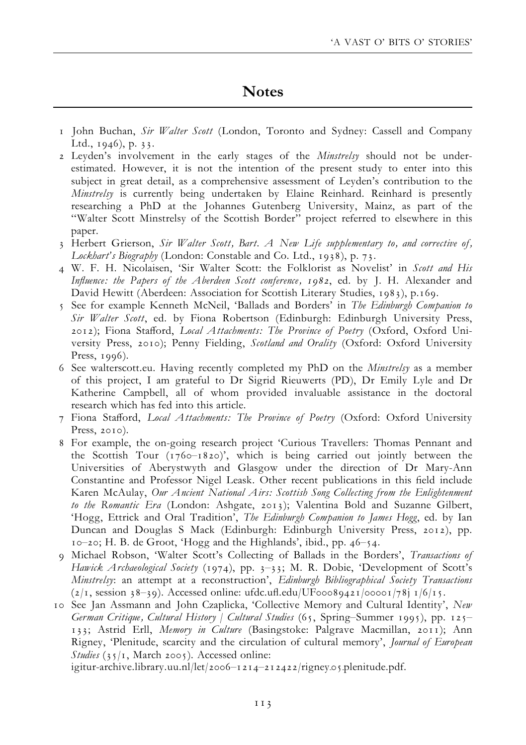## Notes

1 John Buchan, *Sir Walter Scott* (London, Toronto and Sydney: Cassell and Company Ltd., 1946), p. 33.

2 Leyden's involvement in the early stages of the *Minstrelsy* should not be underestimated. However, it is not the intention of the present study to enter into this subject in great detail, as a comprehensive assessment of Leyden's contribution to the *Minstrelsy* is currently being undertaken by Elaine Reinhard. Reinhard is presently researching a PhD at the Johannes Gutenberg University, Mainz, as part of the "Walter Scott Minstrelsy of the Scottish Border" project referred to elsewhere in this paper.

3 Herbert Grierson, *Sir Walter Scott, Bart. A New Life supplementary to, and corrective of, Lockhart's Biography* (London: Constable and Co. Ltd., 1938), p. 73.

4 W. F. H. Nicolaisen, 'Sir Walter Scott: the Folklorist as Novelist' in *Scott and His Influence: the Papers of the Aberdeen Scott conference, 1982*, ed. by J. H. Alexander and David Hewitt (Aberdeen: Association for Scottish Literary Studies, 1983), p.169.

5 See for example Kenneth McNeil, 'Ballads and Borders' in *The Edinburgh Companion to Sir Walter Scott*, ed. by Fiona Robertson (Edinburgh: Edinburgh University Press, 2012); Fiona Stafford, *Local Attachments: The Province of Poetry* (Oxford, Oxford University Press, 2010); Penny Fielding, *Scotland and Orality* (Oxford: Oxford University Press, 1996).

6 See walterscott.eu. Having recently completed my PhD on the *Minstrelsy* as a member of this project, I am grateful to Dr Sigrid Rieuwerts (PD), Dr Emily Lyle and Dr Katherine Campbell, all of whom provided invaluable assistance in the doctoral research which has fed into this article.

7 Fiona Stafford, *Local Attachments: The Province of Poetry* (Oxford: Oxford University Press, 2010).

8 For example, the on-going research project 'Curious Travellers: Thomas Pennant and the Scottish Tour (1760–1820)', which is being carried out jointly between the Universities of Aberystwyth and Glasgow under the direction of Dr Mary-Ann Constantine and Professor Nigel Leask. Other recent publications in this field include Karen McAulay, *Our Ancient National Airs: Scottish Song Collecting from the Enlightenment to the Romantic Era* (London: Ashgate, 2013); Valentina Bold and Suzanne Gilbert, 'Hogg, Ettrick and Oral Tradition', *The Edinburgh Companion to James Hogg*, ed. by Ian Duncan and Douglas S Mack (Edinburgh: Edinburgh University Press, 2012), pp. 10–20; H. B. de Groot, 'Hogg and the Highlands', ibid., pp. 46–54.

9 Michael Robson, 'Walter Scott's Collecting of Ballads in the Borders', *Transactions of Hawick Archaeological Society* (1974), pp. 3–33; M. R. Dobie, 'Development of Scott's *Minstrelsy*: an attempt at a reconstruction', *Edinburgh Bibliographical Society Transactions* (2/1, session 38–39). Accessed online: ufdc.ufl.edu/UF00089421/00001/78j 1/6/15.

10 See Jan Assmann and John Czaplicka, 'Collective Memory and Cultural Identity', *New German Critique, Cultural History / Cultural Studies* (65, Spring–Summer 1995), pp. 125–133; Astrid Erll, *Memory in Culture* (Basingstoke: Palgrave Macmillan, 2011); Ann Rigney, 'Plenitude, scarcity and the circulation of cultural memory', *Journal of European Studies* (35/1, March 2005). Accessed online: igitur-archive.library.uu.nl/let/2006–1214–212422/rigney.05.plenitude.pdf.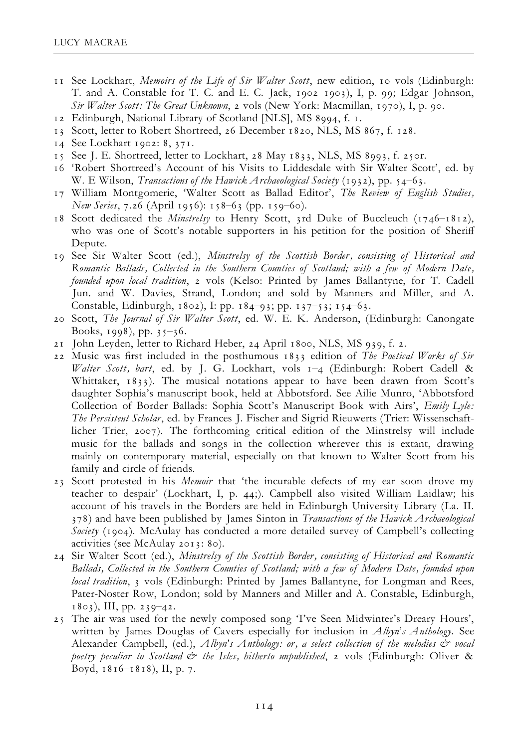11 See Lockhart, *Memoirs of the Life of Sir Walter Scott*, new edition, 10 vols (Edinburgh: T. and A. Constable for T. C. and E. C. Jack, 1902–1903), I, p. 99; Edgar Johnson, *Sir Walter Scott: The Great Unknown*, 2 vols (New York: Macmillan, 1970), I, p. 90.

12 Edinburgh, National Library of Scotland [NLS], MS 8994, f. 1.

13 Scott, letter to Robert Shortreed, 26 December 1820, NLS, MS 867, f. 128.

14 See Lockhart 1902: 8, 371.

15 See J. E. Shortreed, letter to Lockhart, 28 May 1833, NLS, MS 8993, f. 250r.

16 'Robert Shortreed's Account of his Visits to Liddesdale with Sir Walter Scott', ed. by W. E Wilson, *Transactions of the Hawick Archaeological Society* (1932), pp. 54–63.

17 William Montgomerie, 'Walter Scott as Ballad Editor', *The Review of English Studies, New Series*, 7.26 (April 1956): 158–63 (pp. 159–60).

18 Scott dedicated the *Minstrelsy* to Henry Scott, 3rd Duke of Buccleuch (1746–1812), who was one of Scott's notable supporters in his petition for the position of Sheriff Depute.

19 See Sir Walter Scott (ed.), *Minstrelsy of the Scottish Border, consisting of Historical and Romantic Ballads, Collected in the Southern Counties of Scotland; with a few of Modern Date, founded upon local tradition*, 2 vols (Kelso: Printed by James Ballantyne, for T. Cadell Jun. and W. Davies, Strand, London; and sold by Manners and Miller, and A. Constable, Edinburgh, 1802), I: pp. 184–93; pp. 137–53; 154–63.

20 Scott, *The Journal of Sir Walter Scott*, ed. W. E. K. Anderson, (Edinburgh: Canongate Books, 1998), pp. 35–36.

21 John Leyden, letter to Richard Heber, 24 April 1800, NLS, MS 939, f. 2.

22 Music was first included in the posthumous 1833 edition of *The Poetical Works of Sir Walter Scott, bart*, ed. by J. G. Lockhart, vols 1–4 (Edinburgh: Robert Cadell & Whittaker, 1833). The musical notations appear to have been drawn from Scott's daughter Sophia's manuscript book, held at Abbotsford. See Ailie Munro, 'Abbotsford Collection of Border Ballads: Sophia Scott's Manuscript Book with Airs', *Emily Lyle: The Persistent Scholar*, ed. by Frances J. Fischer and Sigrid Rieuwerts (Trier: Wissenschaftlicher Trier, 2007). The forthcoming critical edition of the Minstrelsy will include music for the ballads and songs in the collection wherever this is extant, drawing mainly on contemporary material, especially on that known to Walter Scott from his family and circle of friends.

23 Scott protested in his *Memoir* that 'the incurable defects of my ear soon drove my teacher to despair' (Lockhart, I, p. 44;). Campbell also visited William Laidlaw; his account of his travels in the Borders are held in Edinburgh University Library (La. II. 378) and have been published by James Sinton in *Transactions of the Hawick Archaeological Society* (1904). McAulay has conducted a more detailed survey of Campbell's collecting activities (see McAulay 2013: 80).

24 Sir Walter Scott (ed.), *Minstrelsy of the Scottish Border, consisting of Historical and Romantic Ballads, Collected in the Southern Counties of Scotland; with a few of Modern Date, founded upon local tradition*, 3 vols (Edinburgh: Printed by James Ballantyne, for Longman and Rees, Pater-Noster Row, London; sold by Manners and Miller and A. Constable, Edinburgh, 1803), III, pp. 239–42.

25 The air was used for the newly composed song 'I've Seen Midwinter's Dreary Hours', written by James Douglas of Cavers especially for inclusion in *Albyn's Anthology*. See Alexander Campbell, (ed.), *Albyn's Anthology: or, a select collection of the melodies & vocal poetry peculiar to Scotland & the Isles, hitherto unpublished*, 2 vols (Edinburgh: Oliver & Boyd, 1816–1818), II, p. 7.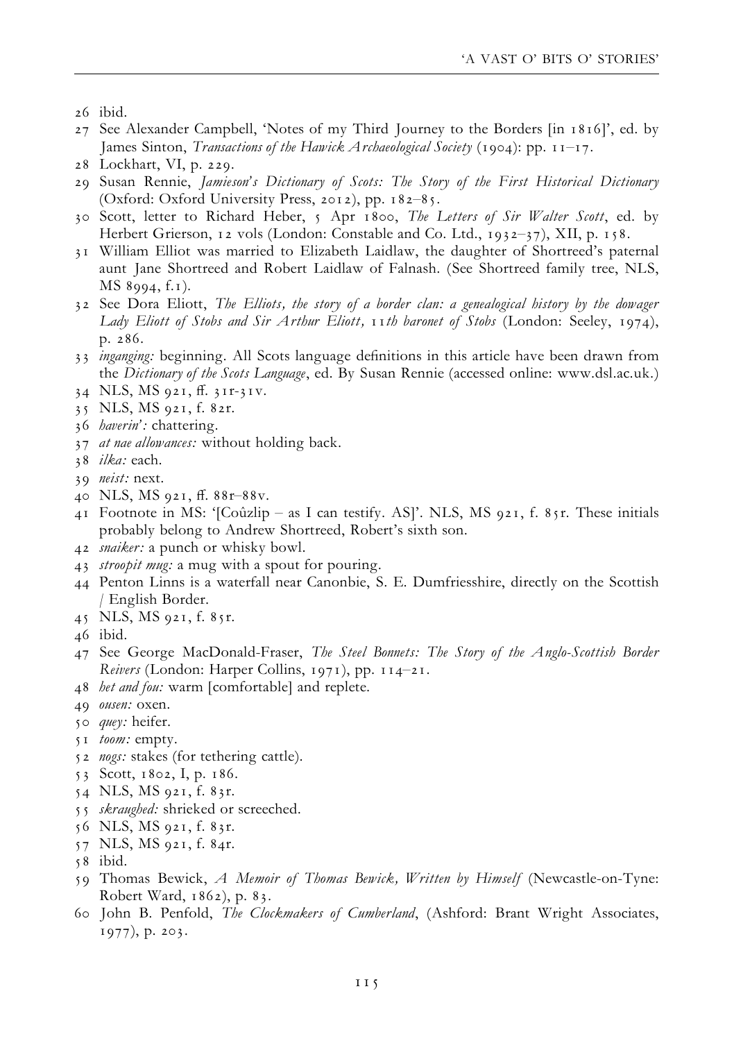26 ibid.

27 See Alexander Campbell, 'Notes of my Third Journey to the Borders [in 1816]', ed. by James Sinton, *Transactions of the Hawick Archaeological Society* (1904): pp. 11–17.

28 Lockhart, VI, p. 229.

29 Susan Rennie, *Jamieson's Dictionary of Scots: The Story of the First Historical Dictionary* (Oxford: Oxford University Press, 2012), pp. 182–85.

30 Scott, letter to Richard Heber, 5 Apr 1800, *The Letters of Sir Walter Scott*, ed. by Herbert Grierson, 12 vols (London: Constable and Co. Ltd., 1932–37), XII, p. 158.

31 William Elliot was married to Elizabeth Laidlaw, the daughter of Shortreed's paternal aunt Jane Shortreed and Robert Laidlaw of Falnash. (See Shortreed family tree, NLS, MS 8994, f.1).

32 See Dora Eliott, *The Elliots, the story of a border clan: a genealogical history by the dowager Lady Eliott of Stobs and Sir Arthur Eliott, 11th baronet of Stobs* (London: Seeley, 1974), p. 286.

33 *inganging:* beginning. All Scots language definitions in this article have been drawn from the *Dictionary of the Scots Language*, ed. By Susan Rennie (accessed online: www.dsl.ac.uk.)

34 NLS, MS 921, ff. 31r-31v.

35 NLS, MS 921, f. 82r.

36 *haverin':* chattering.

37 *at nae allowances:* without holding back.

38 *ilka:* each.

39 *neist:* next.

40 NLS, MS 921, ff. 88r–88v.

41 Footnote in MS: '[Coûzlip – as I can testify. AS]'. NLS, MS 921, f. 85r. These initials probably belong to Andrew Shortreed, Robert's sixth son.

42 *snaiker:* a punch or whisky bowl.

43 *stroopit mug:* a mug with a spout for pouring.

44 Penton Linns is a waterfall near Canonbie, S. E. Dumfriesshire, directly on the Scottish / English Border.

45 NLS, MS 921, f. 85r.

46 ibid.

47 See George MacDonald-Fraser, *The Steel Bonnets: The Story of the Anglo-Scottish Border Reivers* (London: Harper Collins, 1971), pp. 114–21.

48 *het and fou:* warm [comfortable] and replete.

49 *ousen:* oxen.

50 *quey:* heifer.

51 *toom:* empty.

52 *nogs:* stakes (for tethering cattle).

53 Scott, 1802, I, p. 186.

54 NLS, MS 921, f. 83r.

55 *skraughed:* shrieked or screeched.

56 NLS, MS 921, f. 83r.

57 NLS, MS 921, f. 84r.

58 ibid.

59 Thomas Bewick, *A Memoir of Thomas Bewick, Written by Himself* (Newcastle-on-Tyne: Robert Ward, 1862), p. 83.

60 John B. Penfold, *The Clockmakers of Cumberland*, (Ashford: Brant Wright Associates, 1977), p. 203.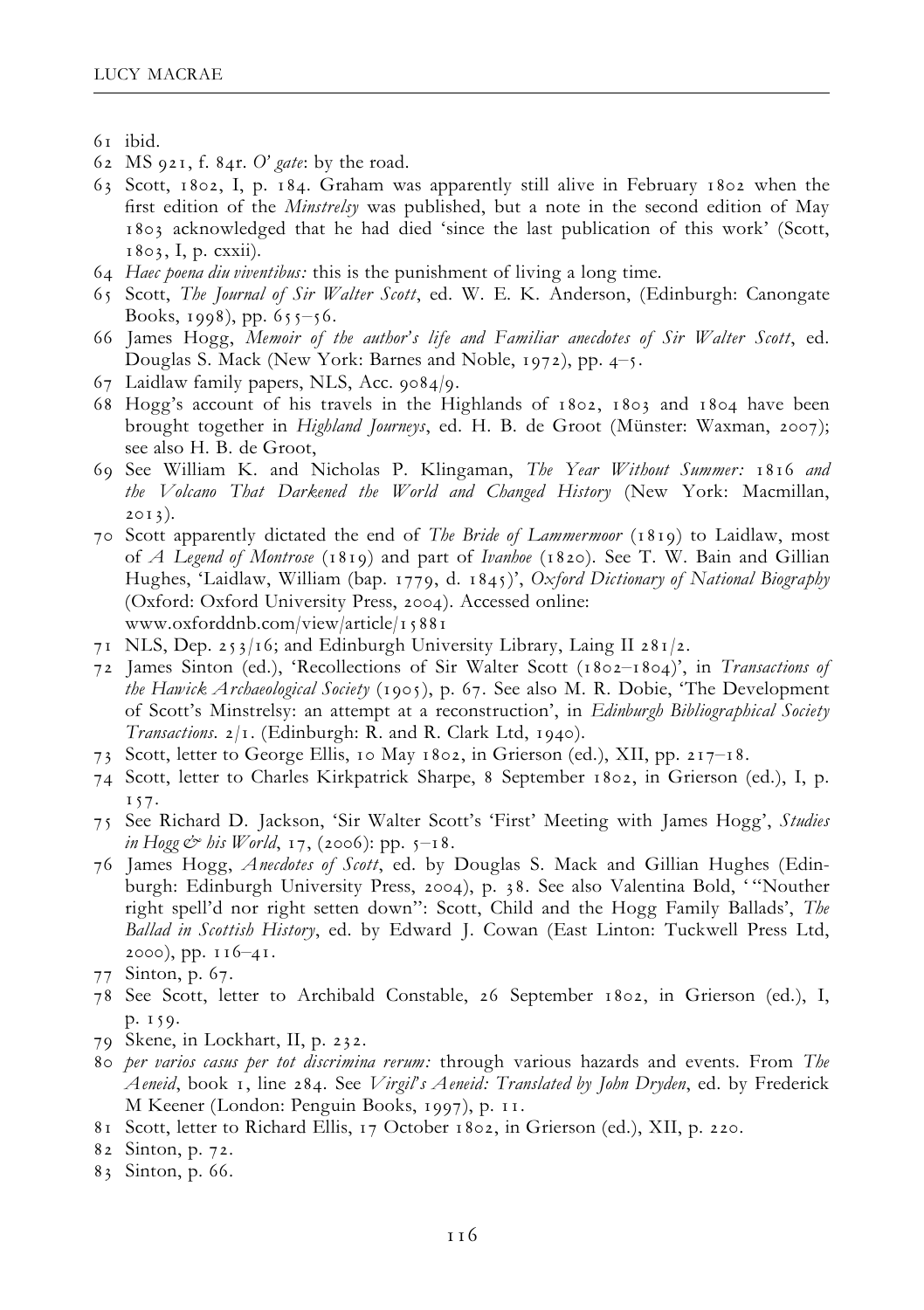61 ibid.

62 MS 921, f. 84r. *O' gate*: by the road.

63 Scott, 1802, I, p. 184. Graham was apparently still alive in February 1802 when the first edition of the *Minstrelsy* was published, but a note in the second edition of May 1803 acknowledged that he had died 'since the last publication of this work' (Scott, 1803, I, p. cxxii).

64 *Haec poena diu viventibus:* this is the punishment of living a long time.

65 Scott, *The Journal of Sir Walter Scott*, ed. W. E. K. Anderson, (Edinburgh: Canongate Books, 1998), pp. 655–56.

66 James Hogg, *Memoir of the author's life and Familiar anecdotes of Sir Walter Scott*, ed. Douglas S. Mack (New York: Barnes and Noble, 1972), pp. 4–5.

67 Laidlaw family papers, NLS, Acc. 9084/9.

68 Hogg's account of his travels in the Highlands of 1802, 1803 and 1804 have been brought together in *Highland Journeys*, ed. H. B. de Groot (Münster: Waxman, 2007); see also H. B. de Groot,

69 See William K. and Nicholas P. Klingaman, *The Year Without Summer: 1816 and the Volcano That Darkened the World and Changed History* (New York: Macmillan, 2013).

70 Scott apparently dictated the end of *The Bride of Lammermoor* (1819) to Laidlaw, most of *A Legend of Montrose* (1819) and part of *Ivanhoe* (1820). See T. W. Bain and Gillian Hughes, 'Laidlaw, William (bap. 1779, d. 1845)', *Oxford Dictionary of National Biography* (Oxford: Oxford University Press, 2004). Accessed online: www.oxforddnb.com/view/article/15881

71 NLS, Dep. 253/16; and Edinburgh University Library, Laing II 281/2.

72 James Sinton (ed.), 'Recollections of Sir Walter Scott (1802–1804)', in *Transactions of the Hawick Archaeological Society* (1905), p. 67. See also M. R. Dobie, 'The Development of Scott's Minstrelsy: an attempt at a reconstruction', in *Edinburgh Bibliographical Society Transactions*. 2/1. (Edinburgh: R. and R. Clark Ltd, 1940).

73 Scott, letter to George Ellis, 10 May 1802, in Grierson (ed.), XII, pp. 217–18.

74 Scott, letter to Charles Kirkpatrick Sharpe, 8 September 1802, in Grierson (ed.), I, p. 157.

75 See Richard D. Jackson, 'Sir Walter Scott's 'First' Meeting with James Hogg', *Studies in Hogg & his World*, 17, (2006): pp. 5–18.

76 James Hogg, *Anecdotes of Scott*, ed. by Douglas S. Mack and Gillian Hughes (Edinburgh: Edinburgh University Press, 2004), p. 38. See also Valentina Bold, '"Nouther right spell'd nor right setten down": Scott, Child and the Hogg Family Ballads', *The Ballad in Scottish History*, ed. by Edward J. Cowan (East Linton: Tuckwell Press Ltd, 2000), pp. 116–41.

77 Sinton, p. 67.

78 See Scott, letter to Archibald Constable, 26 September 1802, in Grierson (ed.), I, p. 159.

79 Skene, in Lockhart, II, p. 232.

80 *per varios casus per tot discrimina rerum:* through various hazards and events. From *The Aeneid*, book 1, line 284. See *Virgil's Aeneid: Translated by John Dryden*, ed. by Frederick M Keener (London: Penguin Books, 1997), p. 11.

81 Scott, letter to Richard Ellis, 17 October 1802, in Grierson (ed.), XII, p. 220.

82 Sinton, p. 72.

83 Sinton, p. 66.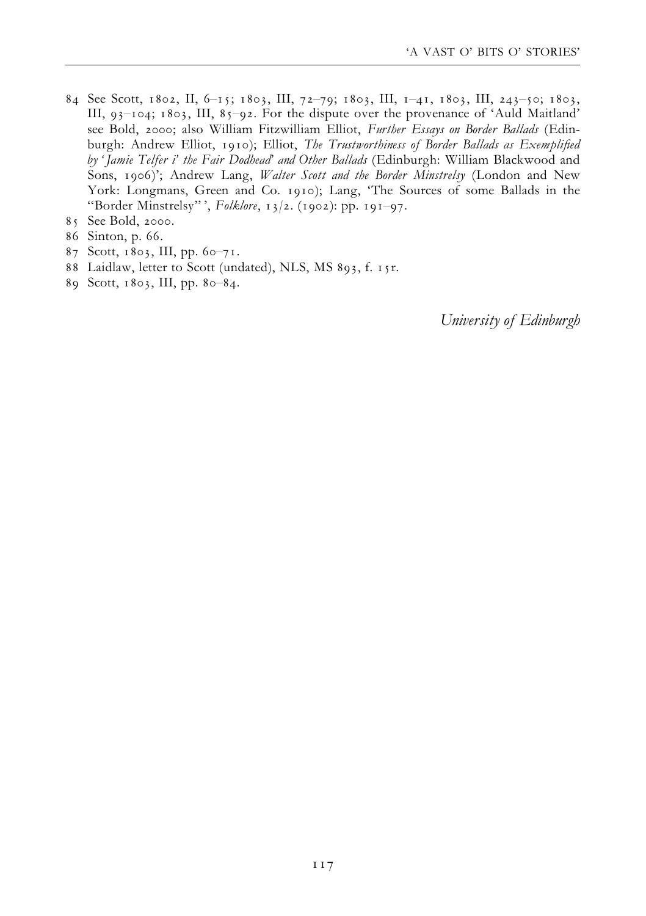84 See Scott, 1802, II, 6–15; 1803, III, 72–79; 1803, III, 1–41, 1803, III, 243–50; 1803, III, 93–104; 1803, III, 85–92. For the dispute over the provenance of 'Auld Maitland' see Bold, 2000; also William Fitzwilliam Elliot, *Further Essays on Border Ballads* (Edinburgh: Andrew Elliot, 1910); Elliot, *The Trustworthiness of Border Ballads as Exemplified by 'Jamie Telfer i' the Fair Dodhead' and Other Ballads* (Edinburgh: William Blackwood and Sons, 1906)'; Andrew Lang, *Walter Scott and the Border Minstrelsy* (London and New York: Longmans, Green and Co. 1910); Lang, 'The Sources of some Ballads in the "Border Minstrelsy"', *Folklore*, 13/2. (1902): pp. 191–97.

85 See Bold, 2000.

86 Sinton, p. 66.

87 Scott, 1803, III, pp. 60–71.

88 Laidlaw, letter to Scott (undated), NLS, MS 893, f. 15r.

89 Scott, 1803, III, pp. 80–84.

*University of Edinburgh*